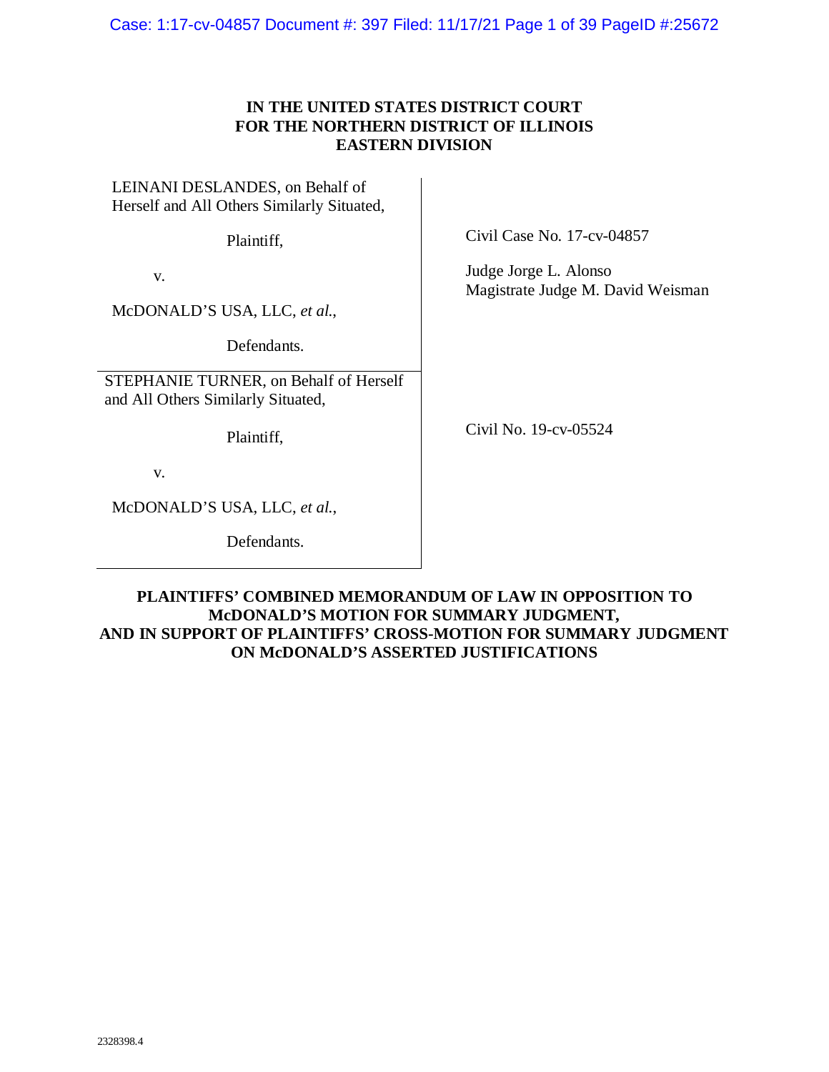**IN THE UNITED STATES DISTRICT COURT**
**FOR THE NORTHERN DISTRICT OF ILLINOIS**
**EASTERN DIVISION**

| | |
|---|---|
| LEINANI DESLANDES, on Behalf of Herself and All Others Similarly Situated,<br><br>Plaintiff,<br><br>v.<br><br>McDONALD'S USA, LLC, *et al.*,<br><br>Defendants. | Civil Case No. 17-cv-04857<br><br>Judge Jorge L. Alonso<br>Magistrate Judge M. David Weisman |
| STEPHANIE TURNER, on Behalf of Herself and All Others Similarly Situated,<br><br>Plaintiff,<br><br>v.<br><br>McDONALD'S USA, LLC, *et al.*,<br><br>Defendants. | Civil No. 19-cv-05524 |

**PLAINTIFFS' COMBINED MEMORANDUM OF LAW IN OPPOSITION TO McDONALD'S MOTION FOR SUMMARY JUDGMENT, AND IN SUPPORT OF PLAINTIFFS' CROSS-MOTION FOR SUMMARY JUDGMENT ON McDONALD'S ASSERTED JUSTIFICATIONS**

2328398.4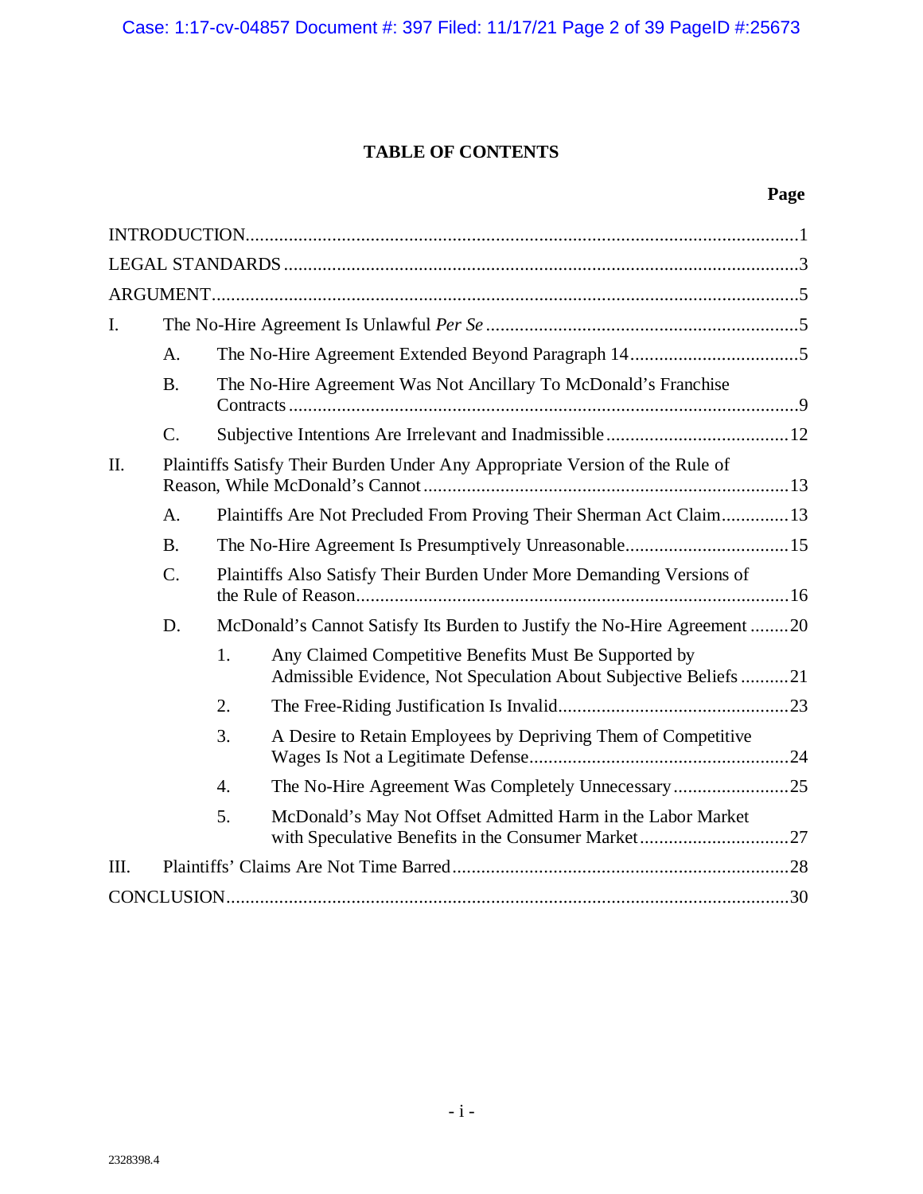# TABLE OF CONTENTS

**Page**

INTRODUCTION..........1

LEGAL STANDARDS..........3

ARGUMENT..........5

I. The No-Hire Agreement Is Unlawful *Per Se*..........5

- A. The No-Hire Agreement Extended Beyond Paragraph 14..........5
- B. The No-Hire Agreement Was Not Ancillary To McDonald's Franchise Contracts..........9
- C. Subjective Intentions Are Irrelevant and Inadmissible..........12

II. Plaintiffs Satisfy Their Burden Under Any Appropriate Version of the Rule of Reason, While McDonald's Cannot..........13

- A. Plaintiffs Are Not Precluded From Proving Their Sherman Act Claim..........13
- B. The No-Hire Agreement Is Presumptively Unreasonable..........15
- C. Plaintiffs Also Satisfy Their Burden Under More Demanding Versions of the Rule of Reason..........16
- D. McDonald's Cannot Satisfy Its Burden to Justify the No-Hire Agreement..........20
  1. Any Claimed Competitive Benefits Must Be Supported by Admissible Evidence, Not Speculation About Subjective Beliefs..........21
  2. The Free-Riding Justification Is Invalid..........23
  3. A Desire to Retain Employees by Depriving Them of Competitive Wages Is Not a Legitimate Defense..........24
  4. The No-Hire Agreement Was Completely Unnecessary..........25
  5. McDonald's May Not Offset Admitted Harm in the Labor Market with Speculative Benefits in the Consumer Market..........27

III. Plaintiffs' Claims Are Not Time Barred..........28

CONCLUSION..........30

2328398.4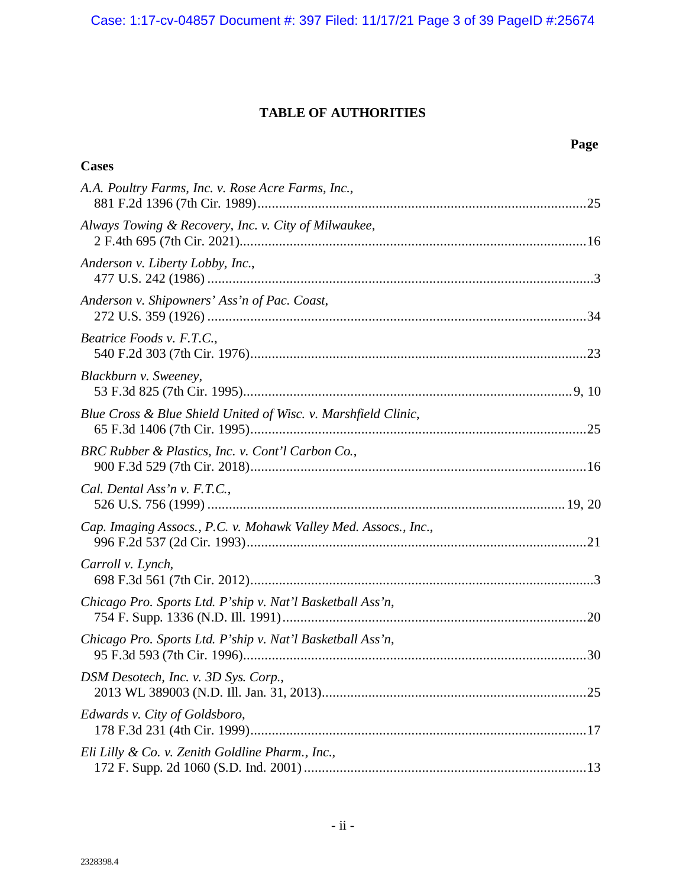## TABLE OF AUTHORITIES

**Page**

**Cases**

*A.A. Poultry Farms, Inc. v. Rose Acre Farms, Inc.*,
881 F.2d 1396 (7th Cir. 1989)............................................................................................25

*Always Towing & Recovery, Inc. v. City of Milwaukee*,
2 F.4th 695 (7th Cir. 2021)................................................................................................16

*Anderson v. Liberty Lobby, Inc.*,
477 U.S. 242 (1986) ...........................................................................................................3

*Anderson v. Shipowners' Ass'n of Pac. Coast*,
272 U.S. 359 (1926) .........................................................................................................34

*Beatrice Foods v. F.T.C.*,
540 F.2d 303 (7th Cir. 1976).............................................................................................23

*Blackburn v. Sweeney*,
53 F.3d 825 (7th Cir. 1995)...........................................................................................9, 10

*Blue Cross & Blue Shield United of Wisc. v. Marshfield Clinic*,
65 F.3d 1406 (7th Cir. 1995).............................................................................................25

*BRC Rubber & Plastics, Inc. v. Cont'l Carbon Co.*,
900 F.3d 529 (7th Cir. 2018).............................................................................................16

*Cal. Dental Ass'n v. F.T.C.*,
526 U.S. 756 (1999) ...................................................................................................19, 20

*Cap. Imaging Assocs., P.C. v. Mohawk Valley Med. Assocs., Inc.*,
996 F.2d 537 (2d Cir. 1993)...............................................................................................21

*Carroll v. Lynch*,
698 F.3d 561 (7th Cir. 2012)...............................................................................................3

*Chicago Pro. Sports Ltd. P'ship v. Nat'l Basketball Ass'n*,
754 F. Supp. 1336 (N.D. Ill. 1991).....................................................................................20

*Chicago Pro. Sports Ltd. P'ship v. Nat'l Basketball Ass'n*,
95 F.3d 593 (7th Cir. 1996)...............................................................................................30

*DSM Desotech, Inc. v. 3D Sys. Corp.*,
2013 WL 389003 (N.D. Ill. Jan. 31, 2013).........................................................................25

*Edwards v. City of Goldsboro*,
178 F.3d 231 (4th Cir. 1999).............................................................................................17

*Eli Lilly & Co. v. Zenith Goldline Pharm., Inc.*,
172 F. Supp. 2d 1060 (S.D. Ind. 2001) ..............................................................................13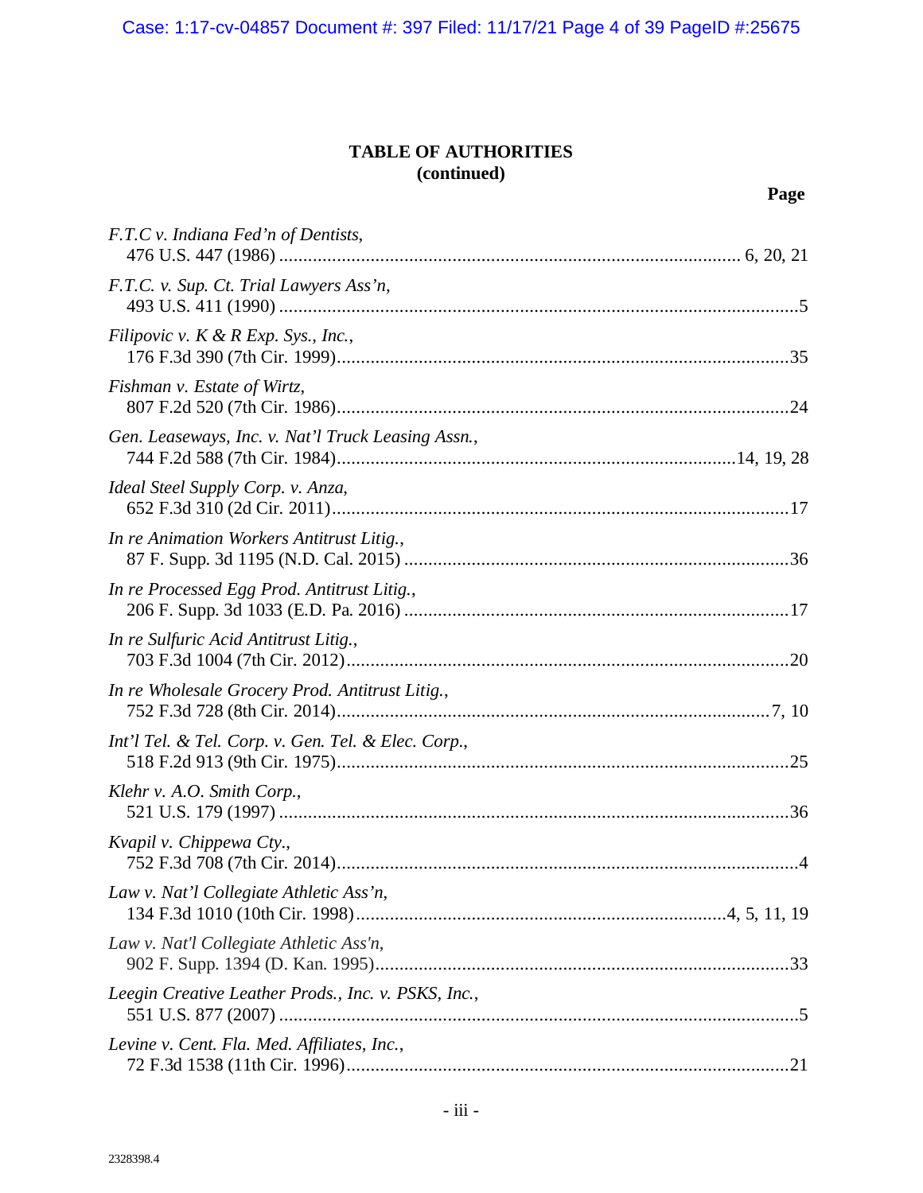**TABLE OF AUTHORITIES**
**(continued)**

**Page**

*F.T.C v. Indiana Fed'n of Dentists*,
476 U.S. 447 (1986) .......... 6, 20, 21

*F.T.C. v. Sup. Ct. Trial Lawyers Ass'n*,
493 U.S. 411 (1990) .......... 5

*Filipovic v. K & R Exp. Sys., Inc.*,
176 F.3d 390 (7th Cir. 1999) .......... 35

*Fishman v. Estate of Wirtz*,
807 F.2d 520 (7th Cir. 1986) .......... 24

*Gen. Leaseways, Inc. v. Nat'l Truck Leasing Assn.*,
744 F.2d 588 (7th Cir. 1984) .......... 14, 19, 28

*Ideal Steel Supply Corp. v. Anza*,
652 F.3d 310 (2d Cir. 2011) .......... 17

*In re Animation Workers Antitrust Litig.*,
87 F. Supp. 3d 1195 (N.D. Cal. 2015) .......... 36

*In re Processed Egg Prod. Antitrust Litig.*,
206 F. Supp. 3d 1033 (E.D. Pa. 2016) .......... 17

*In re Sulfuric Acid Antitrust Litig.*,
703 F.3d 1004 (7th Cir. 2012) .......... 20

*In re Wholesale Grocery Prod. Antitrust Litig.*,
752 F.3d 728 (8th Cir. 2014) .......... 7, 10

*Int'l Tel. & Tel. Corp. v. Gen. Tel. & Elec. Corp.*,
518 F.2d 913 (9th Cir. 1975) .......... 25

*Klehr v. A.O. Smith Corp.*,
521 U.S. 179 (1997) .......... 36

*Kvapil v. Chippewa Cty.*,
752 F.3d 708 (7th Cir. 2014) .......... 4

*Law v. Nat'l Collegiate Athletic Ass'n*,
134 F.3d 1010 (10th Cir. 1998) .......... 4, 5, 11, 19

*Law v. Nat'l Collegiate Athletic Ass'n*,
902 F. Supp. 1394 (D. Kan. 1995) .......... 33

*Leegin Creative Leather Prods., Inc. v. PSKS, Inc.*,
551 U.S. 877 (2007) .......... 5

*Levine v. Cent. Fla. Med. Affiliates, Inc.*,
72 F.3d 1538 (11th Cir. 1996) .......... 21

2328398.4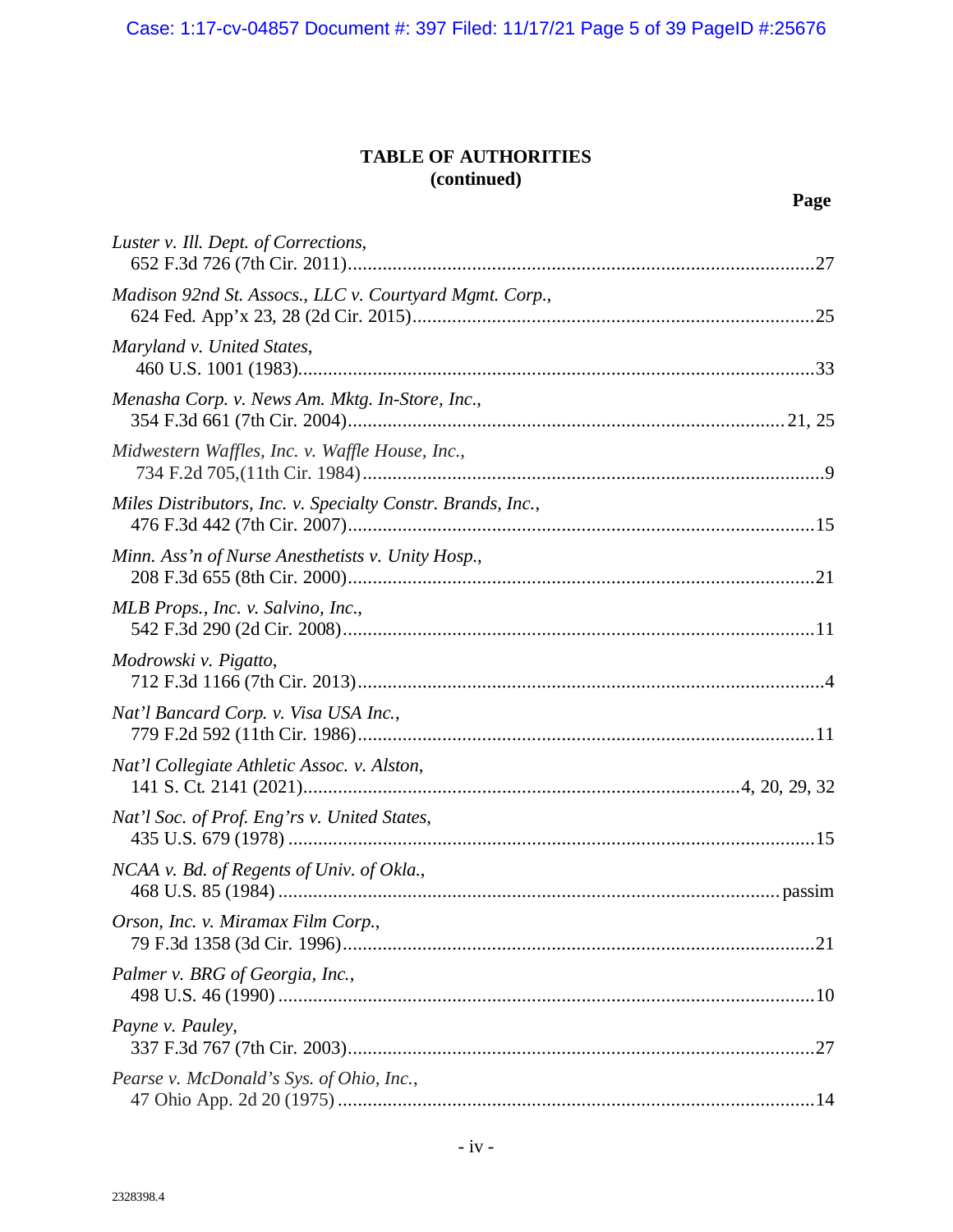**TABLE OF AUTHORITIES**
**(continued)**

**Page**

*Luster v. Ill. Dept. of Corrections*,
652 F.3d 726 (7th Cir. 2011)....................................................................................27

*Madison 92nd St. Assocs., LLC v. Courtyard Mgmt. Corp.*,
624 Fed. App'x 23, 28 (2d Cir. 2015)......................................................................25

*Maryland v. United States*,
460 U.S. 1001 (1983)...............................................................................................33

*Menasha Corp. v. News Am. Mktg. In-Store, Inc.*,
354 F.3d 661 (7th Cir. 2004)..............................................................................21, 25

*Midwestern Waffles, Inc. v. Waffle House, Inc.*,
734 F.2d 705,(11th Cir. 1984)....................................................................................9

*Miles Distributors, Inc. v. Specialty Constr. Brands, Inc.*,
476 F.3d 442 (7th Cir. 2007)....................................................................................15

*Minn. Ass'n of Nurse Anesthetists v. Unity Hosp.*,
208 F.3d 655 (8th Cir. 2000)....................................................................................21

*MLB Props., Inc. v. Salvino, Inc.*,
542 F.3d 290 (2d Cir. 2008)....................................................................................11

*Modrowski v. Pigatto*,
712 F.3d 1166 (7th Cir. 2013)....................................................................................4

*Nat'l Bancard Corp. v. Visa USA Inc.*,
779 F.2d 592 (11th Cir. 1986)..................................................................................11

*Nat'l Collegiate Athletic Assoc. v. Alston*,
141 S. Ct. 2141 (2021)..............................................................................4, 20, 29, 32

*Nat'l Soc. of Prof. Eng'rs v. United States*,
435 U.S. 679 (1978) ................................................................................................15

*NCAA v. Bd. of Regents of Univ. of Okla.*,
468 U.S. 85 (1984) ...........................................................................................passim

*Orson, Inc. v. Miramax Film Corp.*,
79 F.3d 1358 (3d Cir. 1996)....................................................................................21

*Palmer v. BRG of Georgia, Inc.*,
498 U.S. 46 (1990) ..................................................................................................10

*Payne v. Pauley*,
337 F.3d 767 (7th Cir. 2003)....................................................................................27

*Pearse v. McDonald's Sys. of Ohio, Inc.*,
47 Ohio App. 2d 20 (1975) ......................................................................................14

2328398.4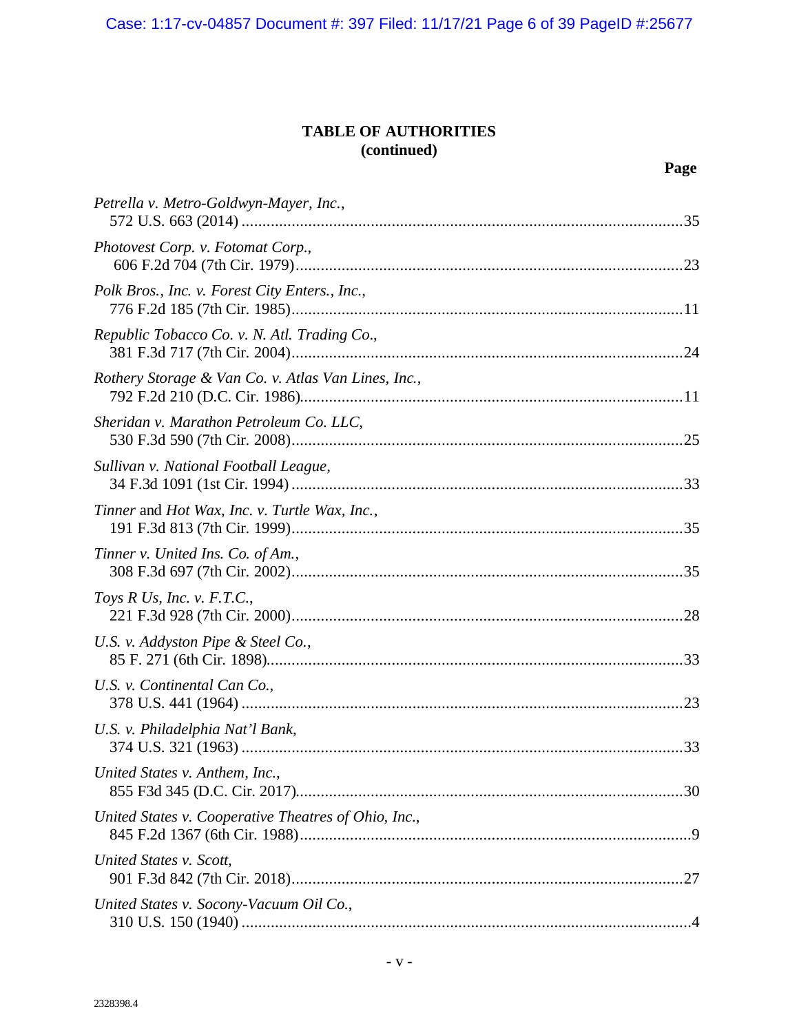# TABLE OF AUTHORITIES
## (continued)

**Page**

*Petrella v. Metro-Goldwyn-Mayer, Inc.*,
572 U.S. 663 (2014) ....................................................................................................35

*Photovest Corp. v. Fotomat Corp.*,
606 F.2d 704 (7th Cir. 1979)........................................................................................23

*Polk Bros., Inc. v. Forest City Enters., Inc.*,
776 F.2d 185 (7th Cir. 1985)........................................................................................11

*Republic Tobacco Co. v. N. Atl. Trading Co.*,
381 F.3d 717 (7th Cir. 2004)........................................................................................24

*Rothery Storage & Van Co. v. Atlas Van Lines, Inc.*,
792 F.2d 210 (D.C. Cir. 1986).......................................................................................11

*Sheridan v. Marathon Petroleum Co. LLC*,
530 F.3d 590 (7th Cir. 2008)........................................................................................25

*Sullivan v. National Football League*,
34 F.3d 1091 (1st Cir. 1994) ........................................................................................33

*Tinner* and *Hot Wax, Inc. v. Turtle Wax, Inc.*,
191 F.3d 813 (7th Cir. 1999)........................................................................................35

*Tinner v. United Ins. Co. of Am.*,
308 F.3d 697 (7th Cir. 2002)........................................................................................35

*Toys R Us, Inc. v. F.T.C.*,
221 F.3d 928 (7th Cir. 2000)........................................................................................28

*U.S. v. Addyston Pipe & Steel Co.*,
85 F. 271 (6th Cir. 1898)...............................................................................................33

*U.S. v. Continental Can Co.*,
378 U.S. 441 (1964) ....................................................................................................23

*U.S. v. Philadelphia Nat'l Bank*,
374 U.S. 321 (1963) ....................................................................................................33

*United States v. Anthem, Inc.*,
855 F3d 345 (D.C. Cir. 2017)........................................................................................30

*United States v. Cooperative Theatres of Ohio, Inc.*,
845 F.2d 1367 (6th Cir. 1988)........................................................................................9

*United States v. Scott*,
901 F.3d 842 (7th Cir. 2018)........................................................................................27

*United States v. Socony-Vacuum Oil Co.*,
310 U.S. 150 (1940) ......................................................................................................4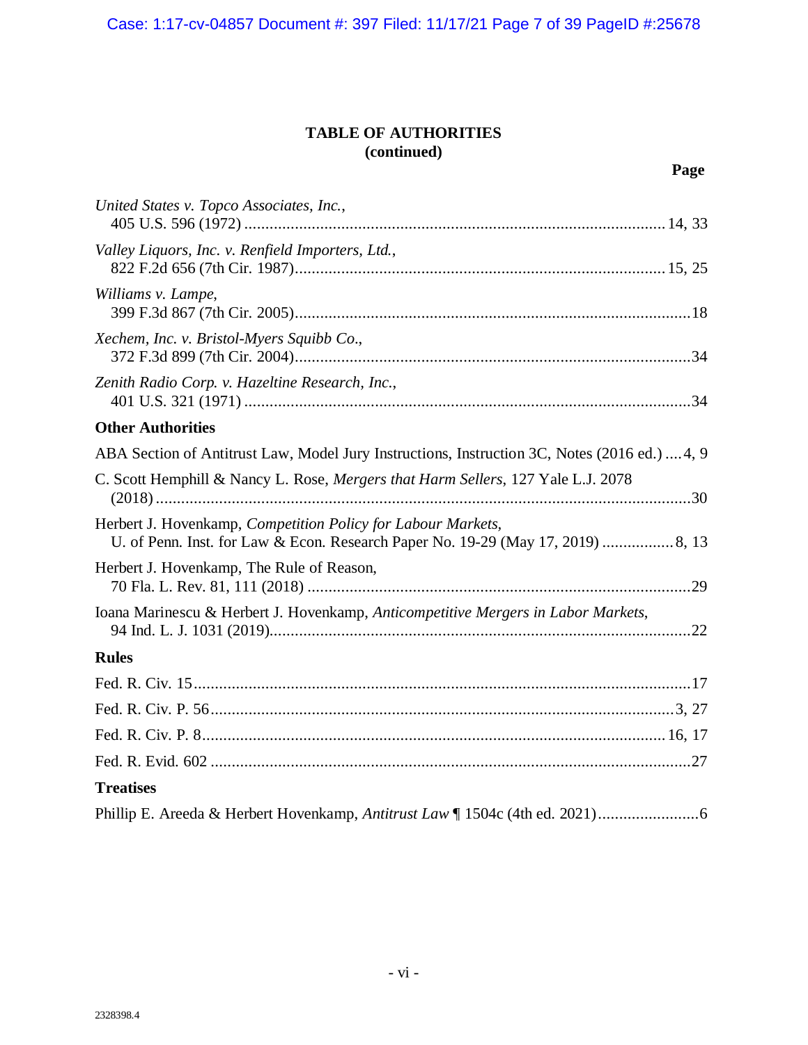## TABLE OF AUTHORITIES
## (continued)

**Page**

*United States v. Topco Associates, Inc.*,
405 U.S. 596 (1972) .................................................................................................14, 33

*Valley Liquors, Inc. v. Renfield Importers, Ltd.*,
822 F.2d 656 (7th Cir. 1987).....................................................................................15, 25

*Williams v. Lampe*,
399 F.3d 867 (7th Cir. 2005).............................................................................................18

*Xechem, Inc. v. Bristol-Myers Squibb Co*.,
372 F.3d 899 (7th Cir. 2004).............................................................................................34

*Zenith Radio Corp. v. Hazeltine Research, Inc.*,
401 U.S. 321 (1971) .........................................................................................................34

**Other Authorities**

ABA Section of Antitrust Law, Model Jury Instructions, Instruction 3C, Notes (2016 ed.) ....4, 9

C. Scott Hemphill & Nancy L. Rose, *Mergers that Harm Sellers*, 127 Yale L.J. 2078
(2018) ..............................................................................................................................30

Herbert J. Hovenkamp, *Competition Policy for Labour Markets*,
U. of Penn. Inst. for Law & Econ. Research Paper No. 19-29 (May 17, 2019) .................8, 13

Herbert J. Hovenkamp, The Rule of Reason,
70 Fla. L. Rev. 81, 111 (2018) ..........................................................................................29

Ioana Marinescu & Herbert J. Hovenkamp, *Anticompetitive Mergers in Labor Markets*,
94 Ind. L. J. 1031 (2019)...................................................................................................22

**Rules**

Fed. R. Civ. 15....................................................................................................................17

Fed. R. Civ. P. 56.............................................................................................................3, 27

Fed. R. Civ. P. 8..............................................................................................................16, 17

Fed. R. Evid. 602 ................................................................................................................27

**Treatises**

Phillip E. Areeda & Herbert Hovenkamp, *Antitrust Law* ¶ 1504c (4th ed. 2021)........................6

2328398.4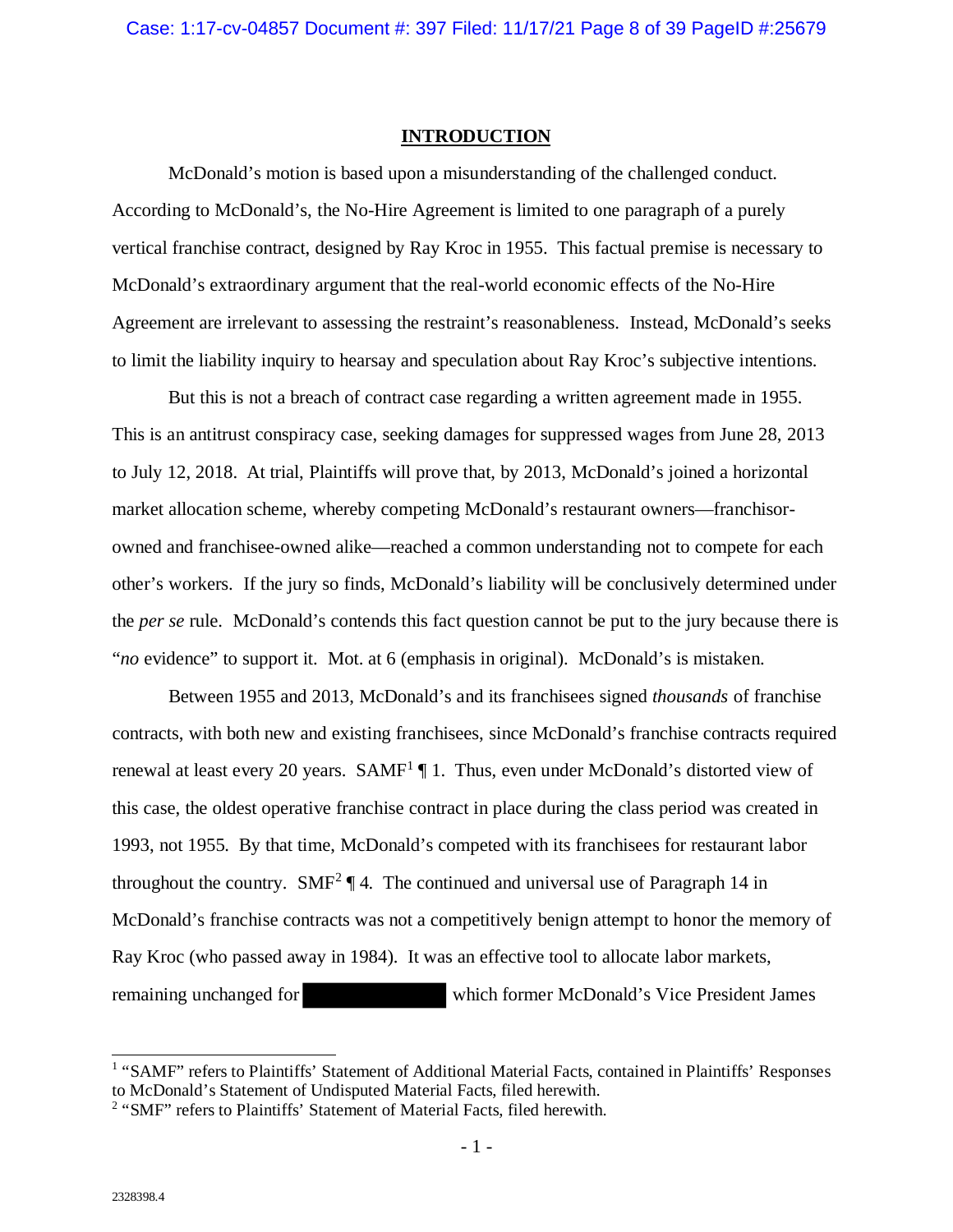## INTRODUCTION

McDonald's motion is based upon a misunderstanding of the challenged conduct. According to McDonald's, the No-Hire Agreement is limited to one paragraph of a purely vertical franchise contract, designed by Ray Kroc in 1955. This factual premise is necessary to McDonald's extraordinary argument that the real-world economic effects of the No-Hire Agreement are irrelevant to assessing the restraint's reasonableness. Instead, McDonald's seeks to limit the liability inquiry to hearsay and speculation about Ray Kroc's subjective intentions.

But this is not a breach of contract case regarding a written agreement made in 1955. This is an antitrust conspiracy case, seeking damages for suppressed wages from June 28, 2013 to July 12, 2018. At trial, Plaintiffs will prove that, by 2013, McDonald's joined a horizontal market allocation scheme, whereby competing McDonald's restaurant owners—franchisor-owned and franchisee-owned alike—reached a common understanding not to compete for each other's workers. If the jury so finds, McDonald's liability will be conclusively determined under the *per se* rule. McDonald's contends this fact question cannot be put to the jury because there is "*no* evidence" to support it. Mot. at 6 (emphasis in original). McDonald's is mistaken.

Between 1955 and 2013, McDonald's and its franchisees signed *thousands* of franchise contracts, with both new and existing franchisees, since McDonald's franchise contracts required renewal at least every 20 years. SAMF[1] ¶ 1. Thus, even under McDonald's distorted view of this case, the oldest operative franchise contract in place during the class period was created in 1993, not 1955. By that time, McDonald's competed with its franchisees for restaurant labor throughout the country. SMF[2] ¶ 4. The continued and universal use of Paragraph 14 in McDonald's franchise contracts was not a competitively benign attempt to honor the memory of Ray Kroc (who passed away in 1984). It was an effective tool to allocate labor markets, remaining unchanged for [REDACTED] which former McDonald's Vice President James

---

[1] "SAMF" refers to Plaintiffs' Statement of Additional Material Facts, contained in Plaintiffs' Responses to McDonald's Statement of Undisputed Material Facts, filed herewith.

[2] "SMF" refers to Plaintiffs' Statement of Material Facts, filed herewith.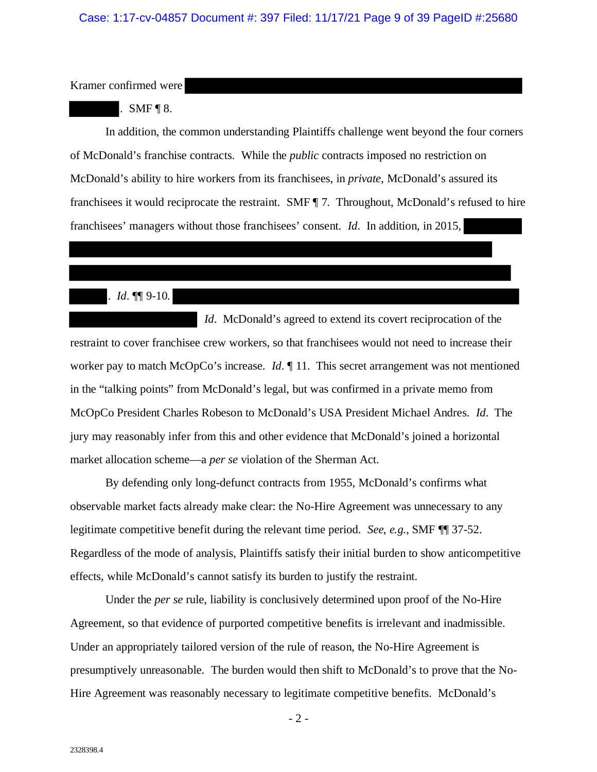Kramer confirmed were [REDACTED]. SMF ¶ 8.

In addition, the common understanding Plaintiffs challenge went beyond the four corners of McDonald's franchise contracts. While the *public* contracts imposed no restriction on McDonald's ability to hire workers from its franchisees, in *private*, McDonald's assured its franchisees it would reciprocate the restraint. SMF ¶ 7. Throughout, McDonald's refused to hire franchisees' managers without those franchisees' consent. *Id*. In addition, in 2015, [REDACTED]. *Id*. ¶¶ 9-10. [REDACTED] *Id*. McDonald's agreed to extend its covert reciprocation of the restraint to cover franchisee crew workers, so that franchisees would not need to increase their worker pay to match McOpCo's increase. *Id*. ¶ 11. This secret arrangement was not mentioned in the "talking points" from McDonald's legal, but was confirmed in a private memo from McOpCo President Charles Robeson to McDonald's USA President Michael Andres. *Id*. The jury may reasonably infer from this and other evidence that McDonald's joined a horizontal market allocation scheme—a *per se* violation of the Sherman Act.

By defending only long-defunct contracts from 1955, McDonald's confirms what observable market facts already make clear: the No-Hire Agreement was unnecessary to any legitimate competitive benefit during the relevant time period. *See, e.g.*, SMF ¶¶ 37-52. Regardless of the mode of analysis, Plaintiffs satisfy their initial burden to show anticompetitive effects, while McDonald's cannot satisfy its burden to justify the restraint.

Under the *per se* rule, liability is conclusively determined upon proof of the No-Hire Agreement, so that evidence of purported competitive benefits is irrelevant and inadmissible. Under an appropriately tailored version of the rule of reason, the No-Hire Agreement is presumptively unreasonable. The burden would then shift to McDonald's to prove that the No-Hire Agreement was reasonably necessary to legitimate competitive benefits. McDonald's

2328398.4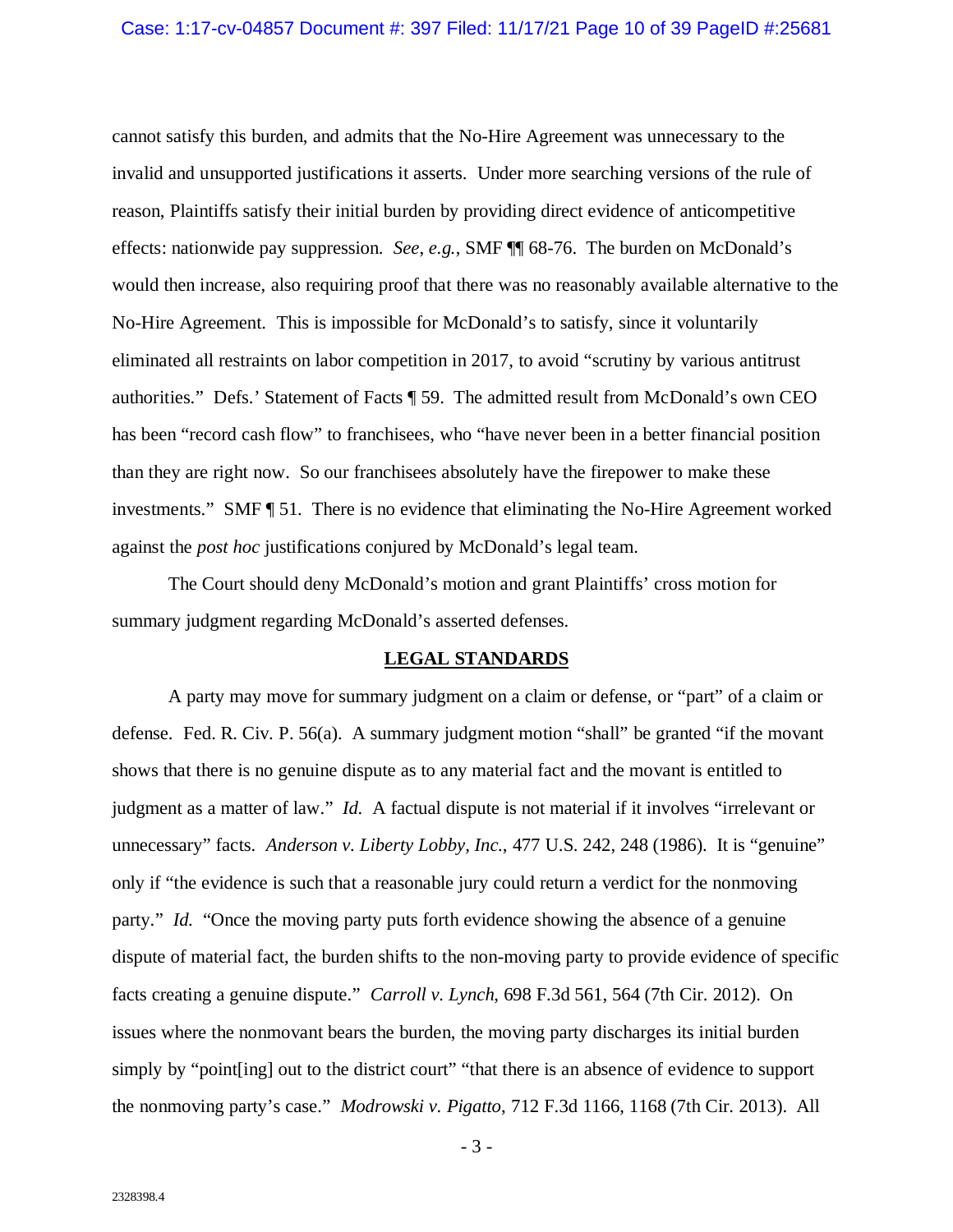cannot satisfy this burden, and admits that the No-Hire Agreement was unnecessary to the invalid and unsupported justifications it asserts. Under more searching versions of the rule of reason, Plaintiffs satisfy their initial burden by providing direct evidence of anticompetitive effects: nationwide pay suppression. *See, e.g.*, SMF ¶¶ 68-76. The burden on McDonald's would then increase, also requiring proof that there was no reasonably available alternative to the No-Hire Agreement. This is impossible for McDonald's to satisfy, since it voluntarily eliminated all restraints on labor competition in 2017, to avoid "scrutiny by various antitrust authorities." Defs.' Statement of Facts ¶ 59. The admitted result from McDonald's own CEO has been "record cash flow" to franchisees, who "have never been in a better financial position than they are right now. So our franchisees absolutely have the firepower to make these investments." SMF ¶ 51. There is no evidence that eliminating the No-Hire Agreement worked against the *post hoc* justifications conjured by McDonald's legal team.

The Court should deny McDonald's motion and grant Plaintiffs' cross motion for summary judgment regarding McDonald's asserted defenses.

## LEGAL STANDARDS

A party may move for summary judgment on a claim or defense, or "part" of a claim or defense. Fed. R. Civ. P. 56(a). A summary judgment motion "shall" be granted "if the movant shows that there is no genuine dispute as to any material fact and the movant is entitled to judgment as a matter of law." *Id.* A factual dispute is not material if it involves "irrelevant or unnecessary" facts. *Anderson v. Liberty Lobby, Inc.*, 477 U.S. 242, 248 (1986). It is "genuine" only if "the evidence is such that a reasonable jury could return a verdict for the nonmoving party." *Id.* "Once the moving party puts forth evidence showing the absence of a genuine dispute of material fact, the burden shifts to the non-moving party to provide evidence of specific facts creating a genuine dispute." *Carroll v. Lynch*, 698 F.3d 561, 564 (7th Cir. 2012). On issues where the nonmovant bears the burden, the moving party discharges its initial burden simply by "point[ing] out to the district court" "that there is an absence of evidence to support the nonmoving party's case." *Modrowski v. Pigatto*, 712 F.3d 1166, 1168 (7th Cir. 2013). All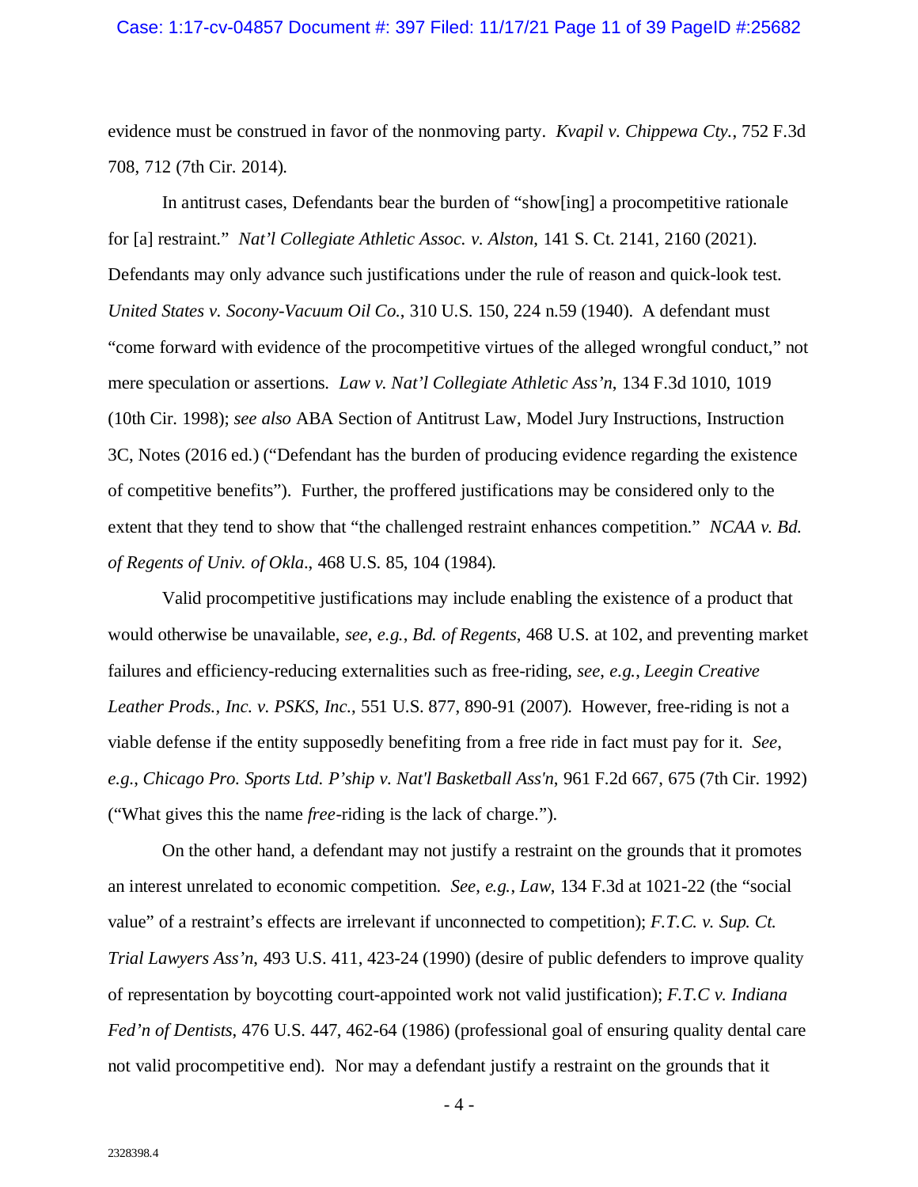evidence must be construed in favor of the nonmoving party. *Kvapil v. Chippewa Cty.*, 752 F.3d 708, 712 (7th Cir. 2014).

In antitrust cases, Defendants bear the burden of "show[ing] a procompetitive rationale for [a] restraint." *Nat'l Collegiate Athletic Assoc. v. Alston*, 141 S. Ct. 2141, 2160 (2021). Defendants may only advance such justifications under the rule of reason and quick-look test. *United States v. Socony-Vacuum Oil Co.*, 310 U.S. 150, 224 n.59 (1940). A defendant must "come forward with evidence of the procompetitive virtues of the alleged wrongful conduct," not mere speculation or assertions. *Law v. Nat'l Collegiate Athletic Ass'n*, 134 F.3d 1010, 1019 (10th Cir. 1998); *see also* ABA Section of Antitrust Law, Model Jury Instructions, Instruction 3C, Notes (2016 ed.) ("Defendant has the burden of producing evidence regarding the existence of competitive benefits"). Further, the proffered justifications may be considered only to the extent that they tend to show that "the challenged restraint enhances competition." *NCAA v. Bd. of Regents of Univ. of Okla.*, 468 U.S. 85, 104 (1984).

Valid procompetitive justifications may include enabling the existence of a product that would otherwise be unavailable, *see*, *e.g.*, *Bd. of Regents*, 468 U.S. at 102, and preventing market failures and efficiency-reducing externalities such as free-riding, *see*, *e.g.*, *Leegin Creative Leather Prods., Inc. v. PSKS, Inc.*, 551 U.S. 877, 890-91 (2007). However, free-riding is not a viable defense if the entity supposedly benefiting from a free ride in fact must pay for it. *See*, *e.g.*, *Chicago Pro. Sports Ltd. P'ship v. Nat'l Basketball Ass'n*, 961 F.2d 667, 675 (7th Cir. 1992) ("What gives this the name *free*-riding is the lack of charge.").

On the other hand, a defendant may not justify a restraint on the grounds that it promotes an interest unrelated to economic competition. *See*, *e.g.*, *Law*, 134 F.3d at 1021-22 (the "social value" of a restraint's effects are irrelevant if unconnected to competition); *F.T.C. v. Sup. Ct. Trial Lawyers Ass'n*, 493 U.S. 411, 423-24 (1990) (desire of public defenders to improve quality of representation by boycotting court-appointed work not valid justification); *F.T.C v. Indiana Fed'n of Dentists*, 476 U.S. 447, 462-64 (1986) (professional goal of ensuring quality dental care not valid procompetitive end). Nor may a defendant justify a restraint on the grounds that it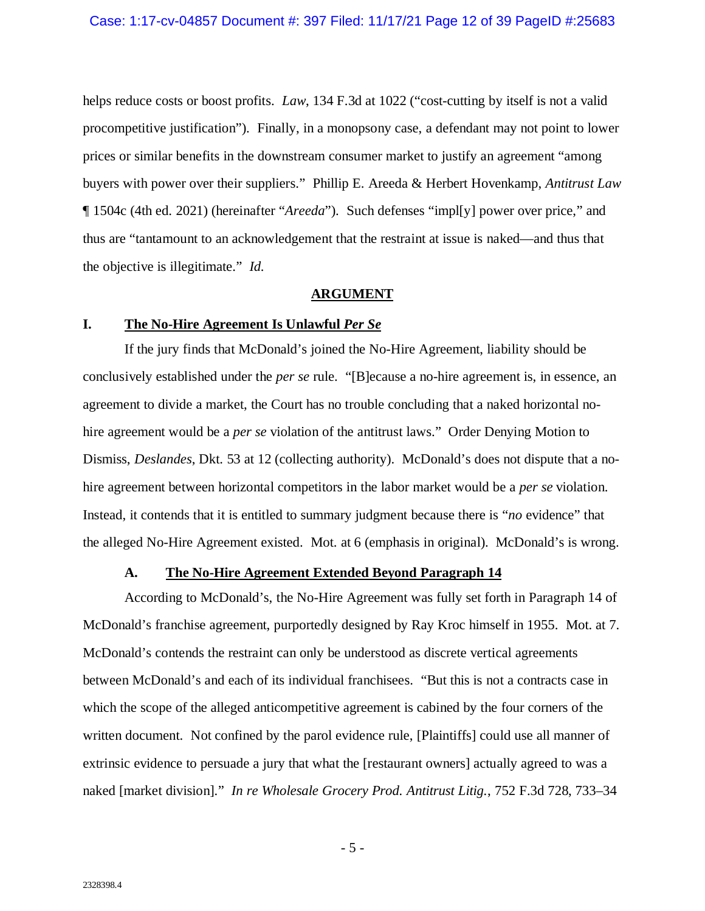helps reduce costs or boost profits. *Law*, 134 F.3d at 1022 ("cost-cutting by itself is not a valid procompetitive justification"). Finally, in a monopsony case, a defendant may not point to lower prices or similar benefits in the downstream consumer market to justify an agreement "among buyers with power over their suppliers." Phillip E. Areeda & Herbert Hovenkamp, *Antitrust Law* ¶ 1504c (4th ed. 2021) (hereinafter "*Areeda*"). Such defenses "impl[y] power over price," and thus are "tantamount to an acknowledgement that the restraint at issue is naked—and thus that the objective is illegitimate." *Id.*

## ARGUMENT

### I. The No-Hire Agreement Is Unlawful *Per Se*

If the jury finds that McDonald's joined the No-Hire Agreement, liability should be conclusively established under the *per se* rule. "[B]ecause a no-hire agreement is, in essence, an agreement to divide a market, the Court has no trouble concluding that a naked horizontal no-hire agreement would be a *per se* violation of the antitrust laws." Order Denying Motion to Dismiss, *Deslandes*, Dkt. 53 at 12 (collecting authority). McDonald's does not dispute that a no-hire agreement between horizontal competitors in the labor market would be a *per se* violation. Instead, it contends that it is entitled to summary judgment because there is "*no* evidence" that the alleged No-Hire Agreement existed. Mot. at 6 (emphasis in original). McDonald's is wrong.

#### A. The No-Hire Agreement Extended Beyond Paragraph 14

According to McDonald's, the No-Hire Agreement was fully set forth in Paragraph 14 of McDonald's franchise agreement, purportedly designed by Ray Kroc himself in 1955. Mot. at 7. McDonald's contends the restraint can only be understood as discrete vertical agreements between McDonald's and each of its individual franchisees. "But this is not a contracts case in which the scope of the alleged anticompetitive agreement is cabined by the four corners of the written document. Not confined by the parol evidence rule, [Plaintiffs] could use all manner of extrinsic evidence to persuade a jury that what the [restaurant owners] actually agreed to was a naked [market division]." *In re Wholesale Grocery Prod. Antitrust Litig.*, 752 F.3d 728, 733–34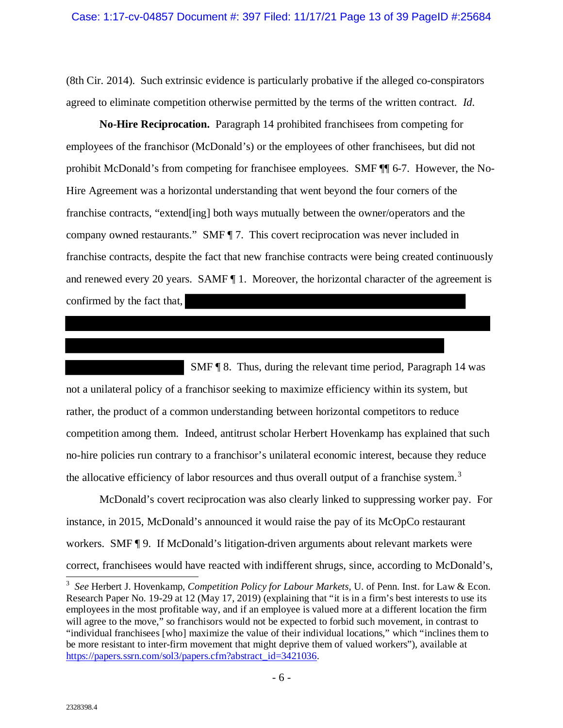(8th Cir. 2014). Such extrinsic evidence is particularly probative if the alleged co-conspirators agreed to eliminate competition otherwise permitted by the terms of the written contract. *Id.*

**No-Hire Reciprocation.** Paragraph 14 prohibited franchisees from competing for employees of the franchisor (McDonald's) or the employees of other franchisees, but did not prohibit McDonald's from competing for franchisee employees. SMF ¶¶ 6-7. However, the No-Hire Agreement was a horizontal understanding that went beyond the four corners of the franchise contracts, "extend[ing] both ways mutually between the owner/operators and the company owned restaurants." SMF ¶ 7. This covert reciprocation was never included in franchise contracts, despite the fact that new franchise contracts were being created continuously and renewed every 20 years. SAMF ¶ 1. Moreover, the horizontal character of the agreement is confirmed by the fact that, [REDACTED] SMF ¶ 8. Thus, during the relevant time period, Paragraph 14 was not a unilateral policy of a franchisor seeking to maximize efficiency within its system, but rather, the product of a common understanding between horizontal competitors to reduce competition among them. Indeed, antitrust scholar Herbert Hovenkamp has explained that such no-hire policies run contrary to a franchisor's unilateral economic interest, because they reduce the allocative efficiency of labor resources and thus overall output of a franchise system.[3]

McDonald's covert reciprocation was also clearly linked to suppressing worker pay. For instance, in 2015, McDonald's announced it would raise the pay of its McOpCo restaurant workers. SMF ¶ 9. If McDonald's litigation-driven arguments about relevant markets were correct, franchisees would have reacted with indifferent shrugs, since, according to McDonald's,

---

[3] *See* Herbert J. Hovenkamp, *Competition Policy for Labour Markets*, U. of Penn. Inst. for Law & Econ. Research Paper No. 19-29 at 12 (May 17, 2019) (explaining that "it is in a firm's best interests to use its employees in the most profitable way, and if an employee is valued more at a different location the firm will agree to the move," so franchisors would not be expected to forbid such movement, in contrast to "individual franchisees [who] maximize the value of their individual locations," which "inclines them to be more resistant to inter-firm movement that might deprive them of valued workers"), available at https://papers.ssrn.com/sol3/papers.cfm?abstract_id=3421036.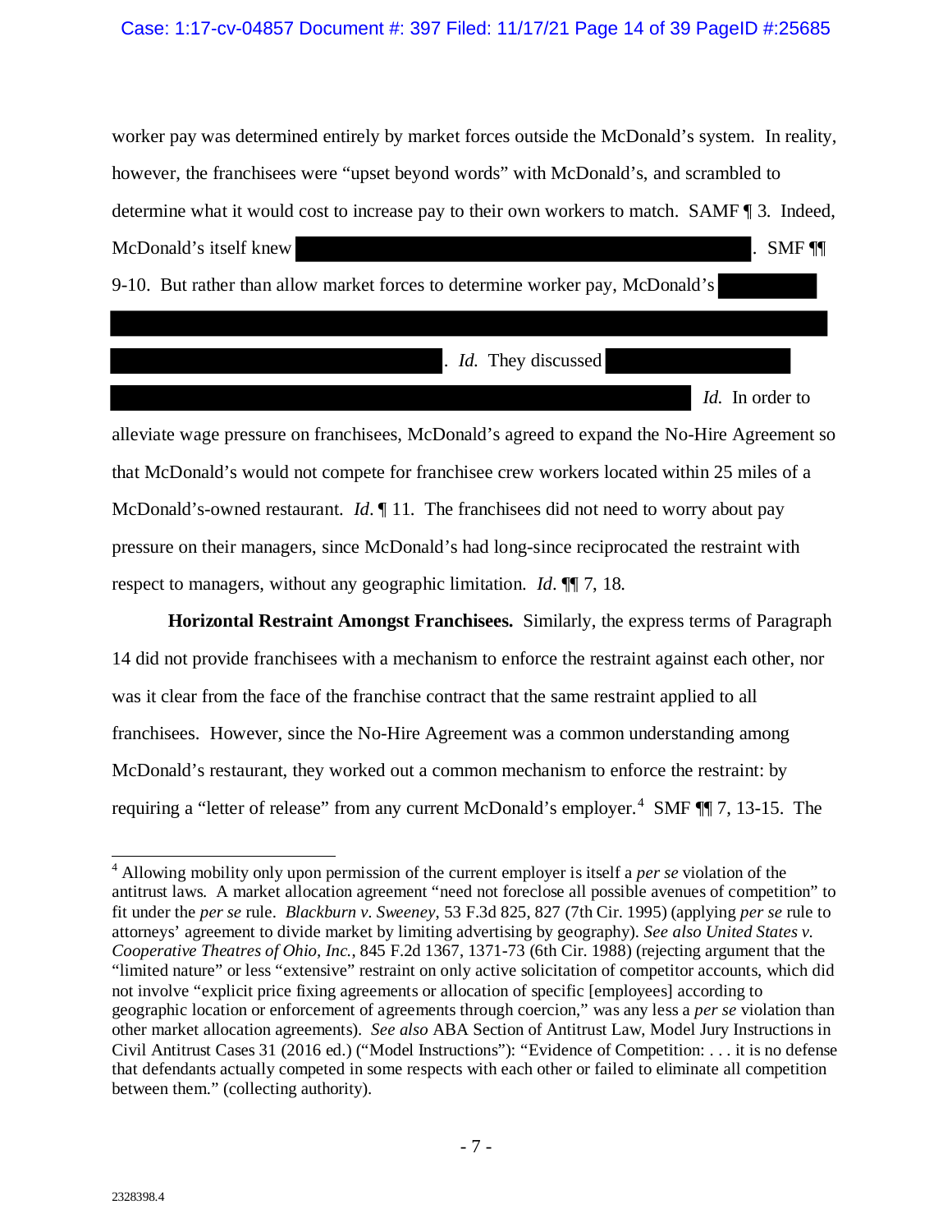worker pay was determined entirely by market forces outside the McDonald's system. In reality, however, the franchisees were "upset beyond words" with McDonald's, and scrambled to determine what it would cost to increase pay to their own workers to match. SAMF ¶ 3. Indeed, McDonald's itself knew [REDACTED]. SMF ¶¶ 9-10. But rather than allow market forces to determine worker pay, McDonald's [REDACTED]. *Id.* They discussed [REDACTED] *Id.* In order to alleviate wage pressure on franchisees, McDonald's agreed to expand the No-Hire Agreement so that McDonald's would not compete for franchisee crew workers located within 25 miles of a McDonald's-owned restaurant. *Id*. ¶ 11. The franchisees did not need to worry about pay pressure on their managers, since McDonald's had long-since reciprocated the restraint with respect to managers, without any geographic limitation. *Id*. ¶¶ 7, 18.

**Horizontal Restraint Amongst Franchisees.** Similarly, the express terms of Paragraph 14 did not provide franchisees with a mechanism to enforce the restraint against each other, nor was it clear from the face of the franchise contract that the same restraint applied to all franchisees. However, since the No-Hire Agreement was a common understanding among McDonald's restaurant, they worked out a common mechanism to enforce the restraint: by requiring a "letter of release" from any current McDonald's employer.[4] SMF ¶¶ 7, 13-15. The

---

[4] Allowing mobility only upon permission of the current employer is itself a *per se* violation of the antitrust laws. A market allocation agreement "need not foreclose all possible avenues of competition" to fit under the *per se* rule. *Blackburn v. Sweeney*, 53 F.3d 825, 827 (7th Cir. 1995) (applying *per se* rule to attorneys' agreement to divide market by limiting advertising by geography). *See also United States v. Cooperative Theatres of Ohio, Inc.*, 845 F.2d 1367, 1371-73 (6th Cir. 1988) (rejecting argument that the "limited nature" or less "extensive" restraint on only active solicitation of competitor accounts, which did not involve "explicit price fixing agreements or allocation of specific [employees] according to geographic location or enforcement of agreements through coercion," was any less a *per se* violation than other market allocation agreements). *See also* ABA Section of Antitrust Law, Model Jury Instructions in Civil Antitrust Cases 31 (2016 ed.) ("Model Instructions"): "Evidence of Competition: . . . it is no defense that defendants actually competed in some respects with each other or failed to eliminate all competition between them." (collecting authority).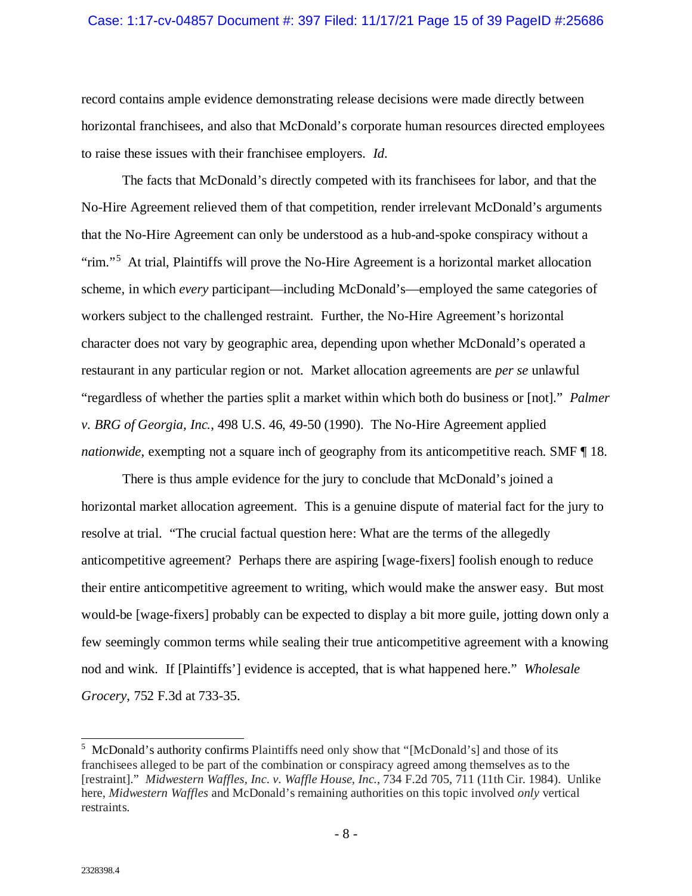record contains ample evidence demonstrating release decisions were made directly between horizontal franchisees, and also that McDonald's corporate human resources directed employees to raise these issues with their franchisee employers. *Id.*

The facts that McDonald's directly competed with its franchisees for labor, and that the No-Hire Agreement relieved them of that competition, render irrelevant McDonald's arguments that the No-Hire Agreement can only be understood as a hub-and-spoke conspiracy without a "rim."[5] At trial, Plaintiffs will prove the No-Hire Agreement is a horizontal market allocation scheme, in which *every* participant—including McDonald's—employed the same categories of workers subject to the challenged restraint. Further, the No-Hire Agreement's horizontal character does not vary by geographic area, depending upon whether McDonald's operated a restaurant in any particular region or not. Market allocation agreements are *per se* unlawful "regardless of whether the parties split a market within which both do business or [not]." *Palmer v. BRG of Georgia, Inc.*, 498 U.S. 46, 49-50 (1990). The No-Hire Agreement applied *nationwide*, exempting not a square inch of geography from its anticompetitive reach. SMF ¶ 18.

There is thus ample evidence for the jury to conclude that McDonald's joined a horizontal market allocation agreement. This is a genuine dispute of material fact for the jury to resolve at trial. "The crucial factual question here: What are the terms of the allegedly anticompetitive agreement? Perhaps there are aspiring [wage-fixers] foolish enough to reduce their entire anticompetitive agreement to writing, which would make the answer easy. But most would-be [wage-fixers] probably can be expected to display a bit more guile, jotting down only a few seemingly common terms while sealing their true anticompetitive agreement with a knowing nod and wink. If [Plaintiffs'] evidence is accepted, that is what happened here." *Wholesale Grocery*, 752 F.3d at 733-35.

---

[5] McDonald's authority confirms Plaintiffs need only show that "[McDonald's] and those of its franchisees alleged to be part of the combination or conspiracy agreed among themselves as to the [restraint]." *Midwestern Waffles, Inc. v. Waffle House, Inc.*, 734 F.2d 705, 711 (11th Cir. 1984). Unlike here, *Midwestern Waffles* and McDonald's remaining authorities on this topic involved *only* vertical restraints.

2328398.4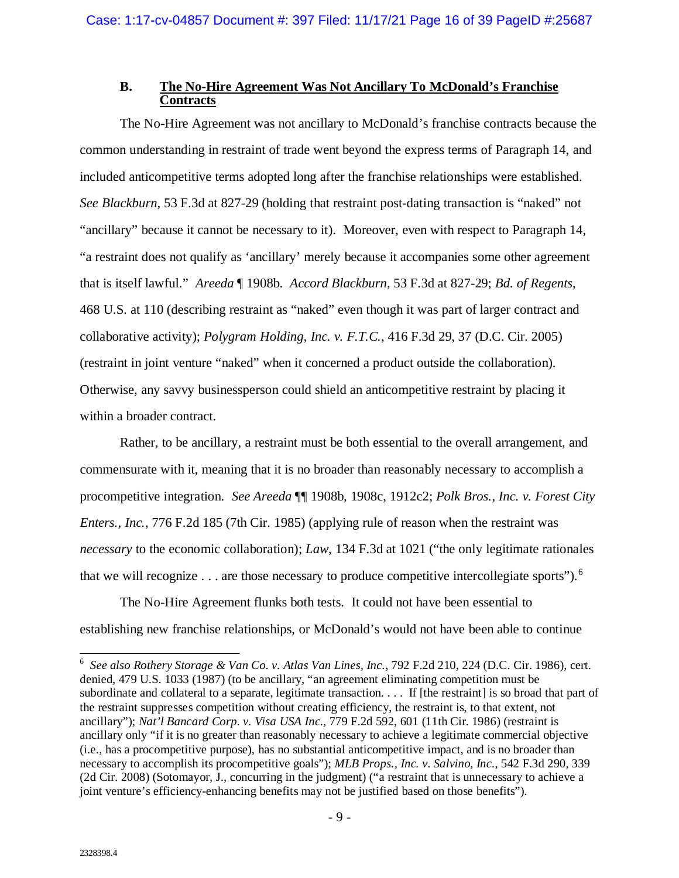### B. The No-Hire Agreement Was Not Ancillary To McDonald's Franchise Contracts

The No-Hire Agreement was not ancillary to McDonald's franchise contracts because the common understanding in restraint of trade went beyond the express terms of Paragraph 14, and included anticompetitive terms adopted long after the franchise relationships were established. *See Blackburn*, 53 F.3d at 827-29 (holding that restraint post-dating transaction is "naked" not "ancillary" because it cannot be necessary to it). Moreover, even with respect to Paragraph 14, "a restraint does not qualify as 'ancillary' merely because it accompanies some other agreement that is itself lawful." *Areeda* ¶ 1908b. *Accord Blackburn*, 53 F.3d at 827-29; *Bd. of Regents*, 468 U.S. at 110 (describing restraint as "naked" even though it was part of larger contract and collaborative activity); *Polygram Holding, Inc. v. F.T.C.*, 416 F.3d 29, 37 (D.C. Cir. 2005) (restraint in joint venture "naked" when it concerned a product outside the collaboration). Otherwise, any savvy businessperson could shield an anticompetitive restraint by placing it within a broader contract.

Rather, to be ancillary, a restraint must be both essential to the overall arrangement, and commensurate with it, meaning that it is no broader than reasonably necessary to accomplish a procompetitive integration. *See Areeda* ¶¶ 1908b, 1908c, 1912c2; *Polk Bros., Inc. v. Forest City Enters., Inc.*, 776 F.2d 185 (7th Cir. 1985) (applying rule of reason when the restraint was *necessary* to the economic collaboration); *Law*, 134 F.3d at 1021 ("the only legitimate rationales that we will recognize . . . are those necessary to produce competitive intercollegiate sports").[6]

The No-Hire Agreement flunks both tests. It could not have been essential to establishing new franchise relationships, or McDonald's would not have been able to continue

[6] *See also Rothery Storage & Van Co. v. Atlas Van Lines, Inc.*, 792 F.2d 210, 224 (D.C. Cir. 1986), cert. denied, 479 U.S. 1033 (1987) (to be ancillary, "an agreement eliminating competition must be subordinate and collateral to a separate, legitimate transaction. . . . If [the restraint] is so broad that part of the restraint suppresses competition without creating efficiency, the restraint is, to that extent, not ancillary"); *Nat'l Bancard Corp. v. Visa USA Inc.*, 779 F.2d 592, 601 (11th Cir. 1986) (restraint is ancillary only "if it is no greater than reasonably necessary to achieve a legitimate commercial objective (i.e., has a procompetitive purpose), has no substantial anticompetitive impact, and is no broader than necessary to accomplish its procompetitive goals"); *MLB Props., Inc. v. Salvino, Inc.*, 542 F.3d 290, 339 (2d Cir. 2008) (Sotomayor, J., concurring in the judgment) ("a restraint that is unnecessary to achieve a joint venture's efficiency-enhancing benefits may not be justified based on those benefits").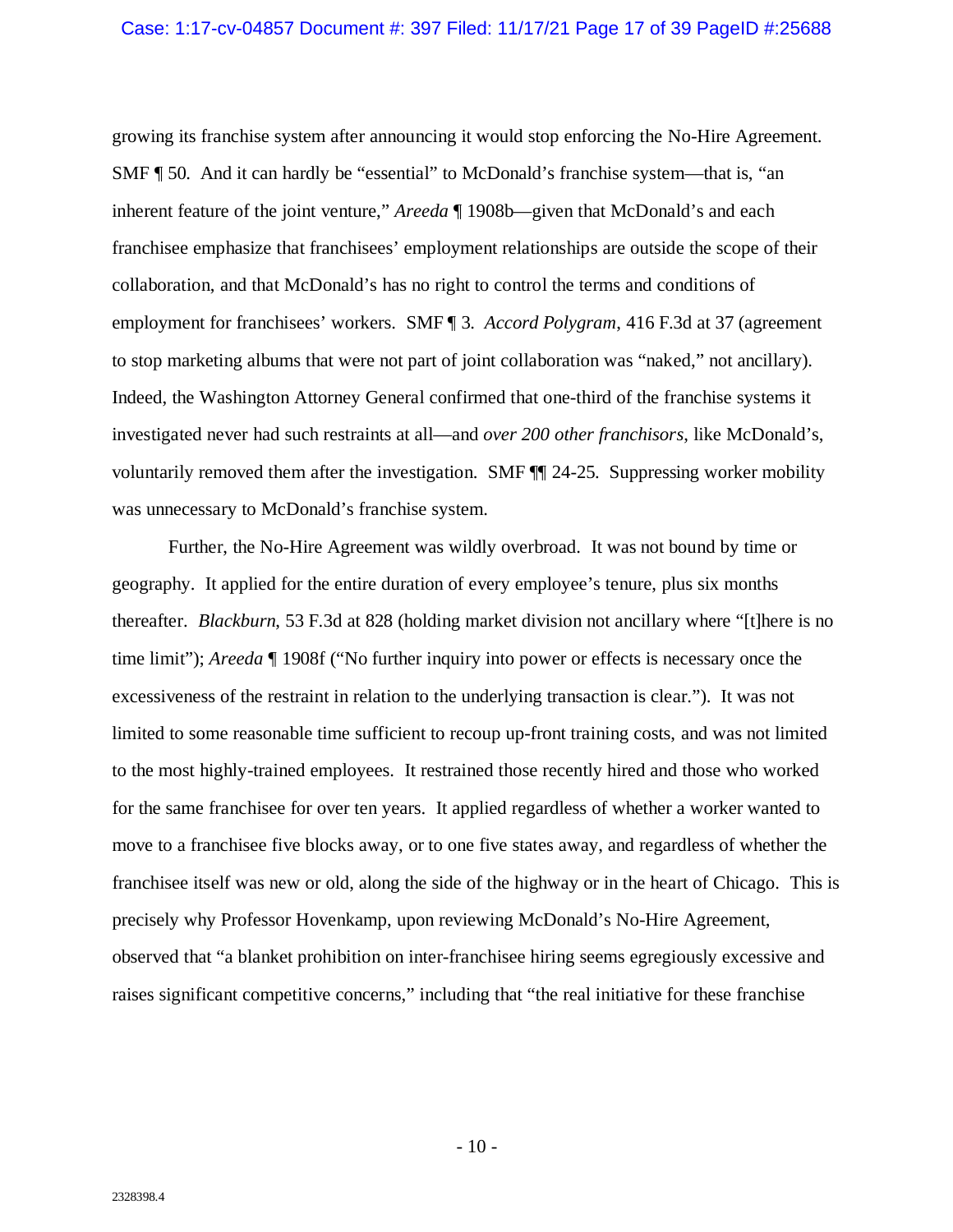growing its franchise system after announcing it would stop enforcing the No-Hire Agreement. SMF ¶ 50. And it can hardly be "essential" to McDonald's franchise system—that is, "an inherent feature of the joint venture," *Areeda* ¶ 1908b—given that McDonald's and each franchisee emphasize that franchisees' employment relationships are outside the scope of their collaboration, and that McDonald's has no right to control the terms and conditions of employment for franchisees' workers. SMF ¶ 3. *Accord Polygram*, 416 F.3d at 37 (agreement to stop marketing albums that were not part of joint collaboration was "naked," not ancillary). Indeed, the Washington Attorney General confirmed that one-third of the franchise systems it investigated never had such restraints at all—and *over 200 other franchisors*, like McDonald's, voluntarily removed them after the investigation. SMF ¶¶ 24-25. Suppressing worker mobility was unnecessary to McDonald's franchise system.

Further, the No-Hire Agreement was wildly overbroad. It was not bound by time or geography. It applied for the entire duration of every employee's tenure, plus six months thereafter. *Blackburn*, 53 F.3d at 828 (holding market division not ancillary where "[t]here is no time limit"); *Areeda* ¶ 1908f ("No further inquiry into power or effects is necessary once the excessiveness of the restraint in relation to the underlying transaction is clear."). It was not limited to some reasonable time sufficient to recoup up-front training costs, and was not limited to the most highly-trained employees. It restrained those recently hired and those who worked for the same franchisee for over ten years. It applied regardless of whether a worker wanted to move to a franchisee five blocks away, or to one five states away, and regardless of whether the franchisee itself was new or old, along the side of the highway or in the heart of Chicago. This is precisely why Professor Hovenkamp, upon reviewing McDonald's No-Hire Agreement, observed that "a blanket prohibition on inter-franchisee hiring seems egregiously excessive and raises significant competitive concerns," including that "the real initiative for these franchise

2328398.4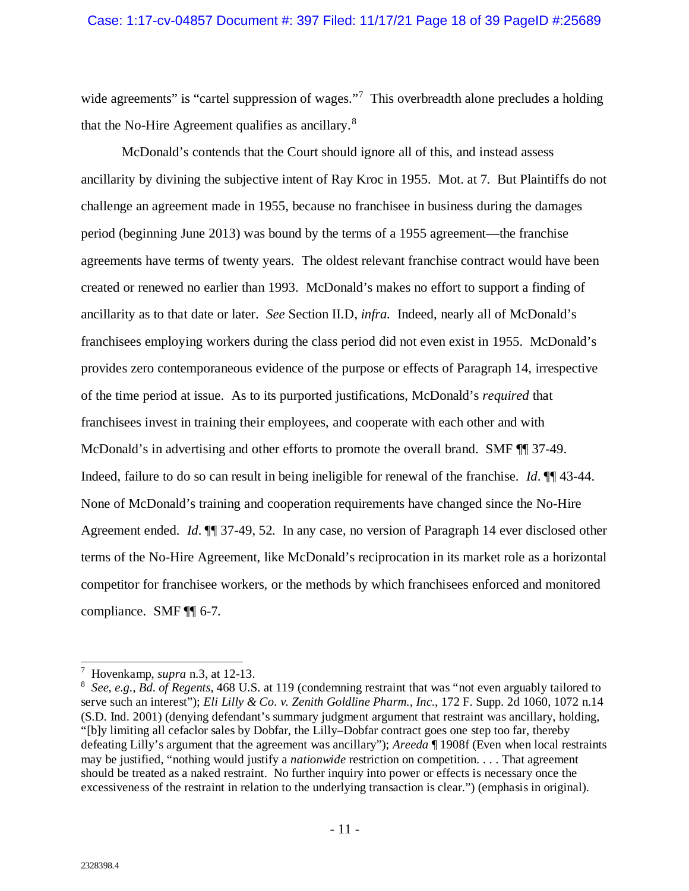wide agreements" is "cartel suppression of wages."[7] This overbreadth alone precludes a holding that the No-Hire Agreement qualifies as ancillary.[8]

McDonald's contends that the Court should ignore all of this, and instead assess ancillarity by divining the subjective intent of Ray Kroc in 1955. Mot. at 7. But Plaintiffs do not challenge an agreement made in 1955, because no franchisee in business during the damages period (beginning June 2013) was bound by the terms of a 1955 agreement—the franchise agreements have terms of twenty years. The oldest relevant franchise contract would have been created or renewed no earlier than 1993. McDonald's makes no effort to support a finding of ancillarity as to that date or later. *See* Section II.D, *infra*. Indeed, nearly all of McDonald's franchisees employing workers during the class period did not even exist in 1955. McDonald's provides zero contemporaneous evidence of the purpose or effects of Paragraph 14, irrespective of the time period at issue. As to its purported justifications, McDonald's *required* that franchisees invest in training their employees, and cooperate with each other and with McDonald's in advertising and other efforts to promote the overall brand. SMF ¶¶ 37-49. Indeed, failure to do so can result in being ineligible for renewal of the franchise. *Id*. ¶¶ 43-44. None of McDonald's training and cooperation requirements have changed since the No-Hire Agreement ended. *Id*. ¶¶ 37-49, 52. In any case, no version of Paragraph 14 ever disclosed other terms of the No-Hire Agreement, like McDonald's reciprocation in its market role as a horizontal competitor for franchisee workers, or the methods by which franchisees enforced and monitored compliance. SMF ¶¶ 6-7.

---

[7] Hovenkamp, *supra* n.3, at 12-13.

[8] *See, e.g.*, *Bd. of Regents*, 468 U.S. at 119 (condemning restraint that was "not even arguably tailored to serve such an interest"); *Eli Lilly & Co. v. Zenith Goldline Pharm., Inc*., 172 F. Supp. 2d 1060, 1072 n.14 (S.D. Ind. 2001) (denying defendant's summary judgment argument that restraint was ancillary, holding, "[b]y limiting all cefaclor sales by Dobfar, the Lilly–Dobfar contract goes one step too far, thereby defeating Lilly's argument that the agreement was ancillary"); *Areeda* ¶ 1908f (Even when local restraints may be justified, "nothing would justify a *nationwide* restriction on competition. . . . That agreement should be treated as a naked restraint. No further inquiry into power or effects is necessary once the excessiveness of the restraint in relation to the underlying transaction is clear.") (emphasis in original).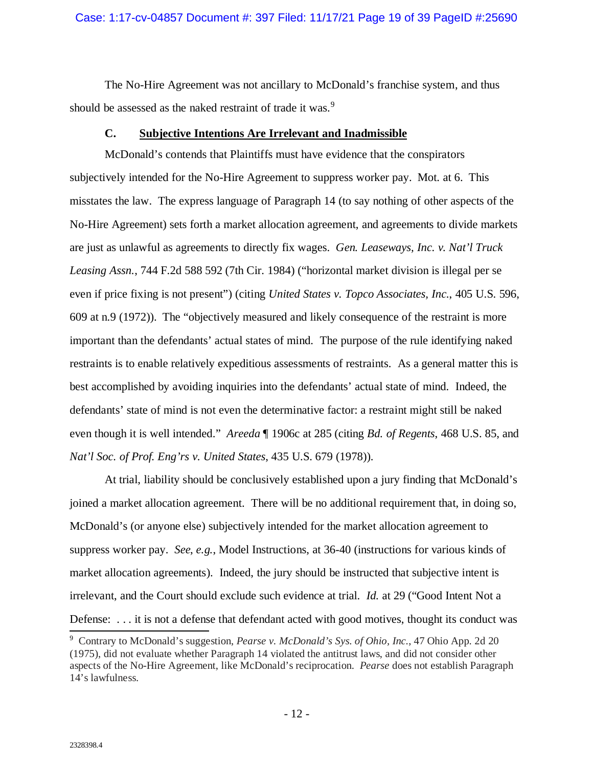The No-Hire Agreement was not ancillary to McDonald's franchise system, and thus should be assessed as the naked restraint of trade it was.[9]

### C. Subjective Intentions Are Irrelevant and Inadmissible

McDonald's contends that Plaintiffs must have evidence that the conspirators subjectively intended for the No-Hire Agreement to suppress worker pay. Mot. at 6. This misstates the law. The express language of Paragraph 14 (to say nothing of other aspects of the No-Hire Agreement) sets forth a market allocation agreement, and agreements to divide markets are just as unlawful as agreements to directly fix wages. *Gen. Leaseways, Inc. v. Nat'l Truck Leasing Assn.*, 744 F.2d 588 592 (7th Cir. 1984) ("horizontal market division is illegal per se even if price fixing is not present") (citing *United States v. Topco Associates, Inc.*, 405 U.S. 596, 609 at n.9 (1972)). The "objectively measured and likely consequence of the restraint is more important than the defendants' actual states of mind. The purpose of the rule identifying naked restraints is to enable relatively expeditious assessments of restraints. As a general matter this is best accomplished by avoiding inquiries into the defendants' actual state of mind. Indeed, the defendants' state of mind is not even the determinative factor: a restraint might still be naked even though it is well intended." *Areeda* ¶ 1906c at 285 (citing *Bd. of Regents*, 468 U.S. 85, and *Nat'l Soc. of Prof. Eng'rs v. United States*, 435 U.S. 679 (1978)).

At trial, liability should be conclusively established upon a jury finding that McDonald's joined a market allocation agreement. There will be no additional requirement that, in doing so, McDonald's (or anyone else) subjectively intended for the market allocation agreement to suppress worker pay. *See, e.g.*, Model Instructions, at 36-40 (instructions for various kinds of market allocation agreements). Indeed, the jury should be instructed that subjective intent is irrelevant, and the Court should exclude such evidence at trial. *Id.* at 29 ("Good Intent Not a Defense: . . . it is not a defense that defendant acted with good motives, thought its conduct was

[9] Contrary to McDonald's suggestion, *Pearse v. McDonald's Sys. of Ohio, Inc.*, 47 Ohio App. 2d 20 (1975), did not evaluate whether Paragraph 14 violated the antitrust laws, and did not consider other aspects of the No-Hire Agreement, like McDonald's reciprocation. *Pearse* does not establish Paragraph 14's lawfulness.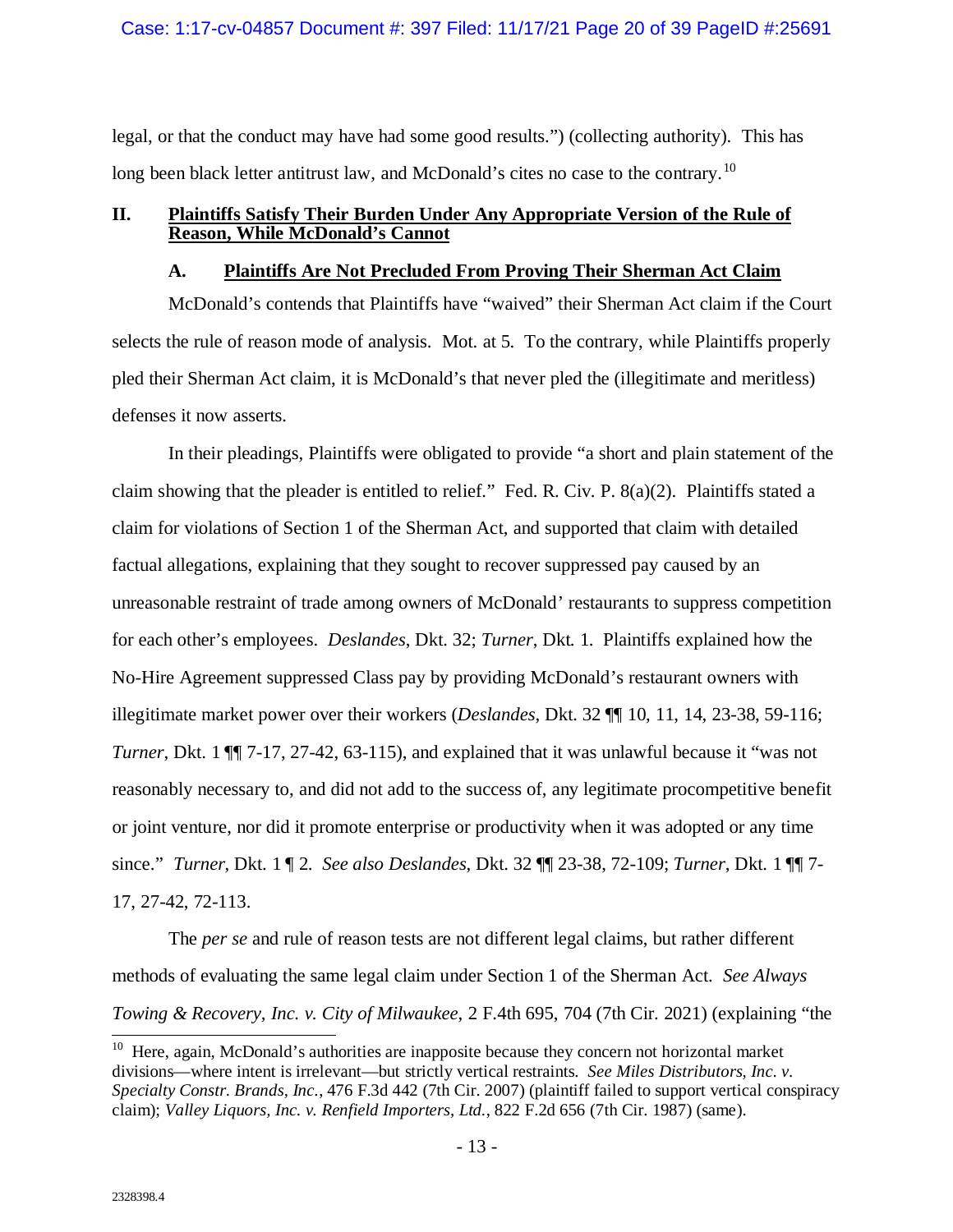legal, or that the conduct may have had some good results.") (collecting authority). This has long been black letter antitrust law, and McDonald's cites no case to the contrary.[10]

## II. Plaintiffs Satisfy Their Burden Under Any Appropriate Version of the Rule of Reason, While McDonald's Cannot

### A. Plaintiffs Are Not Precluded From Proving Their Sherman Act Claim

McDonald's contends that Plaintiffs have "waived" their Sherman Act claim if the Court selects the rule of reason mode of analysis. Mot. at 5. To the contrary, while Plaintiffs properly pled their Sherman Act claim, it is McDonald's that never pled the (illegitimate and meritless) defenses it now asserts.

In their pleadings, Plaintiffs were obligated to provide "a short and plain statement of the claim showing that the pleader is entitled to relief." Fed. R. Civ. P. 8(a)(2). Plaintiffs stated a claim for violations of Section 1 of the Sherman Act, and supported that claim with detailed factual allegations, explaining that they sought to recover suppressed pay caused by an unreasonable restraint of trade among owners of McDonald' restaurants to suppress competition for each other's employees. *Deslandes*, Dkt. 32; *Turner*, Dkt. 1. Plaintiffs explained how the No-Hire Agreement suppressed Class pay by providing McDonald's restaurant owners with illegitimate market power over their workers (*Deslandes*, Dkt. 32 ¶¶ 10, 11, 14, 23-38, 59-116; *Turner*, Dkt. 1 ¶¶ 7-17, 27-42, 63-115), and explained that it was unlawful because it "was not reasonably necessary to, and did not add to the success of, any legitimate procompetitive benefit or joint venture, nor did it promote enterprise or productivity when it was adopted or any time since." *Turner*, Dkt. 1 ¶ 2. *See also Deslandes*, Dkt. 32 ¶¶ 23-38, 72-109; *Turner*, Dkt. 1 ¶¶ 7-17, 27-42, 72-113.

The *per se* and rule of reason tests are not different legal claims, but rather different methods of evaluating the same legal claim under Section 1 of the Sherman Act. *See Always Towing & Recovery, Inc. v. City of Milwaukee*, 2 F.4th 695, 704 (7th Cir. 2021) (explaining "the

[10] Here, again, McDonald's authorities are inapposite because they concern not horizontal market divisions—where intent is irrelevant—but strictly vertical restraints. *See Miles Distributors, Inc. v. Specialty Constr. Brands, Inc.*, 476 F.3d 442 (7th Cir. 2007) (plaintiff failed to support vertical conspiracy claim); *Valley Liquors, Inc. v. Renfield Importers, Ltd.*, 822 F.2d 656 (7th Cir. 1987) (same).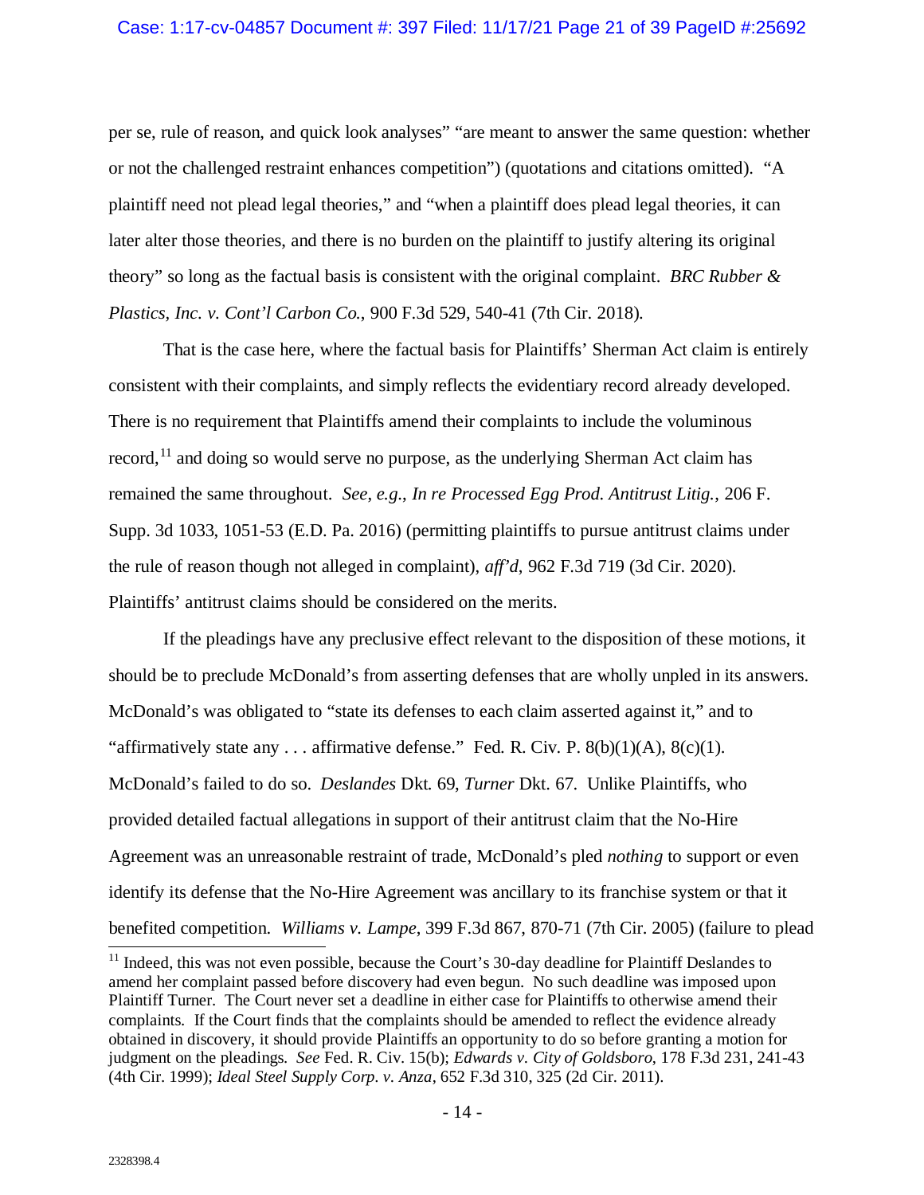per se, rule of reason, and quick look analyses" "are meant to answer the same question: whether or not the challenged restraint enhances competition") (quotations and citations omitted). "A plaintiff need not plead legal theories," and "when a plaintiff does plead legal theories, it can later alter those theories, and there is no burden on the plaintiff to justify altering its original theory" so long as the factual basis is consistent with the original complaint. *BRC Rubber & Plastics, Inc. v. Cont'l Carbon Co.*, 900 F.3d 529, 540-41 (7th Cir. 2018).

That is the case here, where the factual basis for Plaintiffs' Sherman Act claim is entirely consistent with their complaints, and simply reflects the evidentiary record already developed. There is no requirement that Plaintiffs amend their complaints to include the voluminous record,[11] and doing so would serve no purpose, as the underlying Sherman Act claim has remained the same throughout. *See, e.g.*, *In re Processed Egg Prod. Antitrust Litig.*, 206 F. Supp. 3d 1033, 1051-53 (E.D. Pa. 2016) (permitting plaintiffs to pursue antitrust claims under the rule of reason though not alleged in complaint), *aff'd*, 962 F.3d 719 (3d Cir. 2020). Plaintiffs' antitrust claims should be considered on the merits.

If the pleadings have any preclusive effect relevant to the disposition of these motions, it should be to preclude McDonald's from asserting defenses that are wholly unpled in its answers. McDonald's was obligated to "state its defenses to each claim asserted against it," and to "affirmatively state any . . . affirmative defense." Fed. R. Civ. P. 8(b)(1)(A), 8(c)(1). McDonald's failed to do so. *Deslandes* Dkt. 69, *Turner* Dkt. 67. Unlike Plaintiffs, who provided detailed factual allegations in support of their antitrust claim that the No-Hire Agreement was an unreasonable restraint of trade, McDonald's pled *nothing* to support or even identify its defense that the No-Hire Agreement was ancillary to its franchise system or that it benefited competition. *Williams v. Lampe*, 399 F.3d 867, 870-71 (7th Cir. 2005) (failure to plead

[11] Indeed, this was not even possible, because the Court's 30-day deadline for Plaintiff Deslandes to amend her complaint passed before discovery had even begun. No such deadline was imposed upon Plaintiff Turner. The Court never set a deadline in either case for Plaintiffs to otherwise amend their complaints. If the Court finds that the complaints should be amended to reflect the evidence already obtained in discovery, it should provide Plaintiffs an opportunity to do so before granting a motion for judgment on the pleadings. *See* Fed. R. Civ. 15(b); *Edwards v. City of Goldsboro*, 178 F.3d 231, 241-43 (4th Cir. 1999); *Ideal Steel Supply Corp. v. Anza*, 652 F.3d 310, 325 (2d Cir. 2011).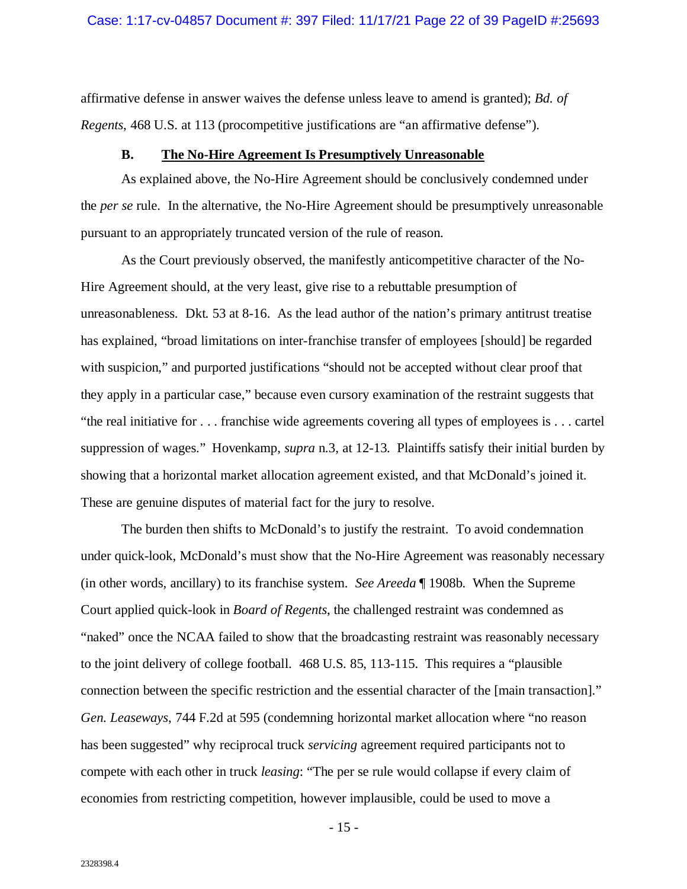affirmative defense in answer waives the defense unless leave to amend is granted); *Bd. of Regents*, 468 U.S. at 113 (procompetitive justifications are "an affirmative defense").

### B. The No-Hire Agreement Is Presumptively Unreasonable

As explained above, the No-Hire Agreement should be conclusively condemned under the *per se* rule. In the alternative, the No-Hire Agreement should be presumptively unreasonable pursuant to an appropriately truncated version of the rule of reason.

As the Court previously observed, the manifestly anticompetitive character of the No-Hire Agreement should, at the very least, give rise to a rebuttable presumption of unreasonableness. Dkt. 53 at 8-16. As the lead author of the nation's primary antitrust treatise has explained, "broad limitations on inter-franchise transfer of employees [should] be regarded with suspicion," and purported justifications "should not be accepted without clear proof that they apply in a particular case," because even cursory examination of the restraint suggests that "the real initiative for . . . franchise wide agreements covering all types of employees is . . . cartel suppression of wages." Hovenkamp, *supra* n.3, at 12-13. Plaintiffs satisfy their initial burden by showing that a horizontal market allocation agreement existed, and that McDonald's joined it. These are genuine disputes of material fact for the jury to resolve.

The burden then shifts to McDonald's to justify the restraint. To avoid condemnation under quick-look, McDonald's must show that the No-Hire Agreement was reasonably necessary (in other words, ancillary) to its franchise system. *See Areeda* ¶ 1908b. When the Supreme Court applied quick-look in *Board of Regents*, the challenged restraint was condemned as "naked" once the NCAA failed to show that the broadcasting restraint was reasonably necessary to the joint delivery of college football. 468 U.S. 85, 113-115. This requires a "plausible connection between the specific restriction and the essential character of the [main transaction]." *Gen. Leaseways*, 744 F.2d at 595 (condemning horizontal market allocation where "no reason has been suggested" why reciprocal truck *servicing* agreement required participants not to compete with each other in truck *leasing*: "The per se rule would collapse if every claim of economies from restricting competition, however implausible, could be used to move a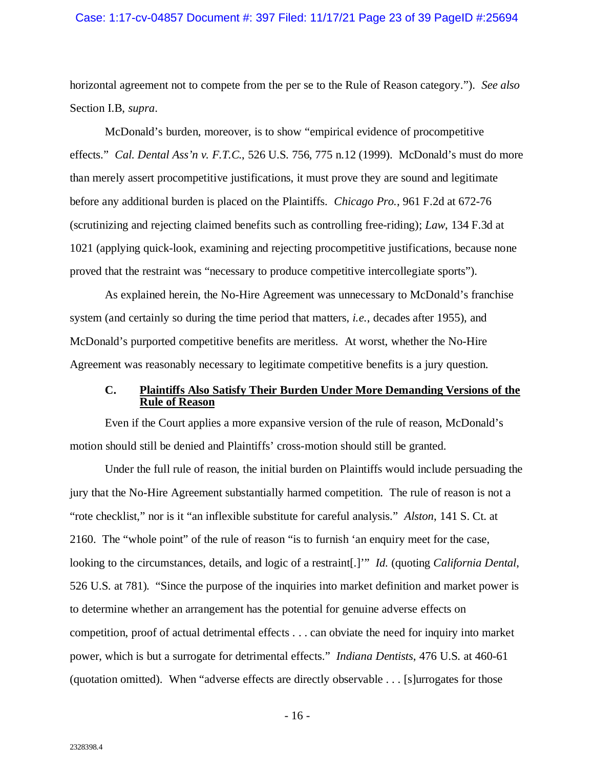horizontal agreement not to compete from the per se to the Rule of Reason category."). *See also* Section I.B, *supra*.

McDonald's burden, moreover, is to show "empirical evidence of procompetitive effects." *Cal. Dental Ass'n v. F.T.C.*, 526 U.S. 756, 775 n.12 (1999). McDonald's must do more than merely assert procompetitive justifications, it must prove they are sound and legitimate before any additional burden is placed on the Plaintiffs. *Chicago Pro.*, 961 F.2d at 672-76 (scrutinizing and rejecting claimed benefits such as controlling free-riding); *Law*, 134 F.3d at 1021 (applying quick-look, examining and rejecting procompetitive justifications, because none proved that the restraint was "necessary to produce competitive intercollegiate sports").

As explained herein, the No-Hire Agreement was unnecessary to McDonald's franchise system (and certainly so during the time period that matters, *i.e.*, decades after 1955), and McDonald's purported competitive benefits are meritless. At worst, whether the No-Hire Agreement was reasonably necessary to legitimate competitive benefits is a jury question.

### C. Plaintiffs Also Satisfy Their Burden Under More Demanding Versions of the Rule of Reason

Even if the Court applies a more expansive version of the rule of reason, McDonald's motion should still be denied and Plaintiffs' cross-motion should still be granted.

Under the full rule of reason, the initial burden on Plaintiffs would include persuading the jury that the No-Hire Agreement substantially harmed competition. The rule of reason is not a "rote checklist," nor is it "an inflexible substitute for careful analysis." *Alston*, 141 S. Ct. at 2160. The "whole point" of the rule of reason "is to furnish 'an enquiry meet for the case, looking to the circumstances, details, and logic of a restraint[.]'" *Id.* (quoting *California Dental*, 526 U.S. at 781). "Since the purpose of the inquiries into market definition and market power is to determine whether an arrangement has the potential for genuine adverse effects on competition, proof of actual detrimental effects . . . can obviate the need for inquiry into market power, which is but a surrogate for detrimental effects." *Indiana Dentists*, 476 U.S. at 460-61 (quotation omitted). When "adverse effects are directly observable . . . [s]urrogates for those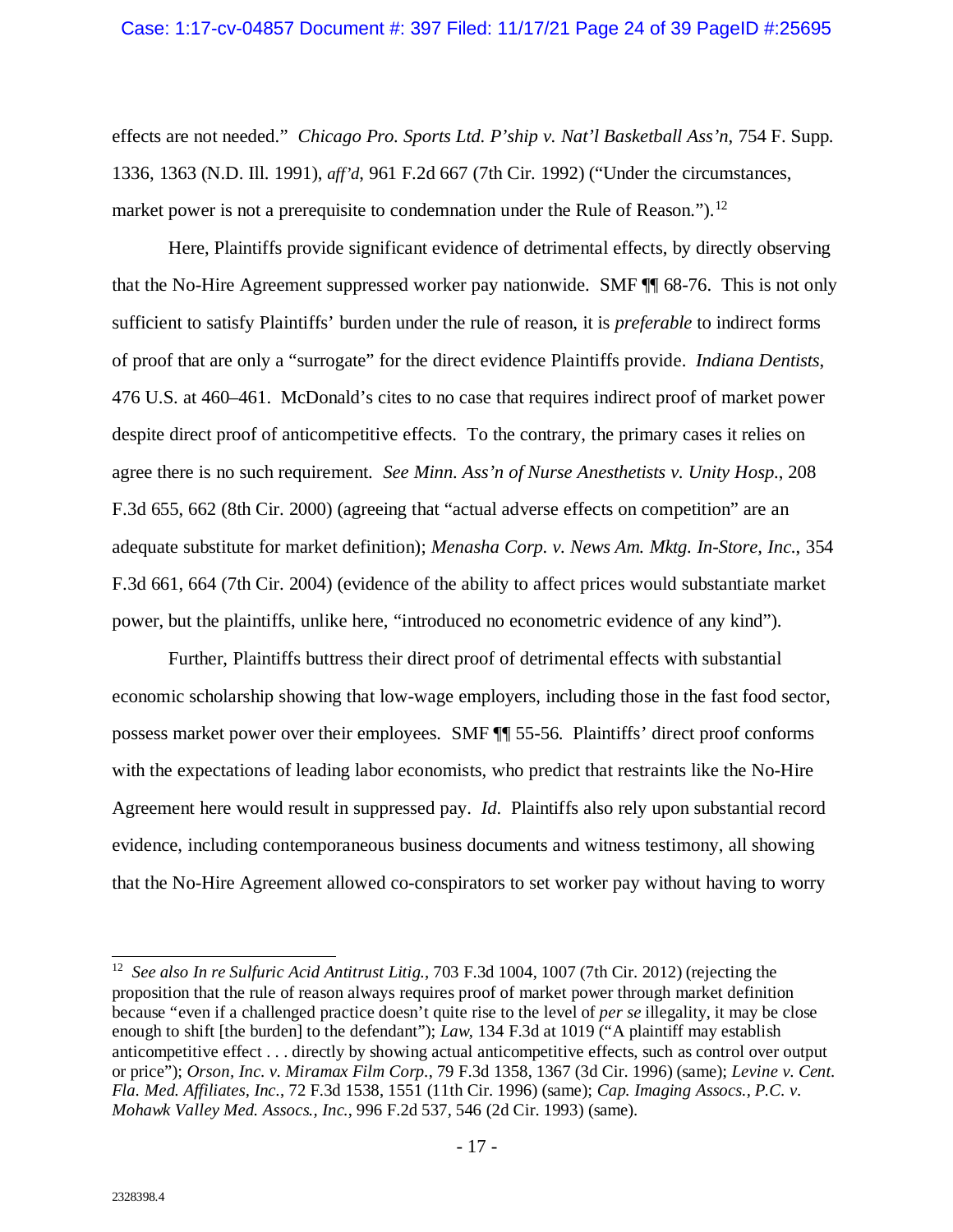effects are not needed." *Chicago Pro. Sports Ltd. P'ship v. Nat'l Basketball Ass'n*, 754 F. Supp. 1336, 1363 (N.D. Ill. 1991), *aff'd*, 961 F.2d 667 (7th Cir. 1992) ("Under the circumstances, market power is not a prerequisite to condemnation under the Rule of Reason.").[12]

Here, Plaintiffs provide significant evidence of detrimental effects, by directly observing that the No-Hire Agreement suppressed worker pay nationwide. SMF ¶¶ 68-76. This is not only sufficient to satisfy Plaintiffs' burden under the rule of reason, it is *preferable* to indirect forms of proof that are only a "surrogate" for the direct evidence Plaintiffs provide. *Indiana Dentists*, 476 U.S. at 460–461. McDonald's cites to no case that requires indirect proof of market power despite direct proof of anticompetitive effects. To the contrary, the primary cases it relies on agree there is no such requirement. *See Minn. Ass'n of Nurse Anesthetists v. Unity Hosp.*, 208 F.3d 655, 662 (8th Cir. 2000) (agreeing that "actual adverse effects on competition" are an adequate substitute for market definition); *Menasha Corp. v. News Am. Mktg. In-Store, Inc.*, 354 F.3d 661, 664 (7th Cir. 2004) (evidence of the ability to affect prices would substantiate market power, but the plaintiffs, unlike here, "introduced no econometric evidence of any kind").

Further, Plaintiffs buttress their direct proof of detrimental effects with substantial economic scholarship showing that low-wage employers, including those in the fast food sector, possess market power over their employees. SMF ¶¶ 55-56. Plaintiffs' direct proof conforms with the expectations of leading labor economists, who predict that restraints like the No-Hire Agreement here would result in suppressed pay. *Id*. Plaintiffs also rely upon substantial record evidence, including contemporaneous business documents and witness testimony, all showing that the No-Hire Agreement allowed co-conspirators to set worker pay without having to worry

---

[12] *See also In re Sulfuric Acid Antitrust Litig.*, 703 F.3d 1004, 1007 (7th Cir. 2012) (rejecting the proposition that the rule of reason always requires proof of market power through market definition because "even if a challenged practice doesn't quite rise to the level of *per se* illegality, it may be close enough to shift [the burden] to the defendant"); *Law*, 134 F.3d at 1019 ("A plaintiff may establish anticompetitive effect . . . directly by showing actual anticompetitive effects, such as control over output or price"); *Orson, Inc. v. Miramax Film Corp.*, 79 F.3d 1358, 1367 (3d Cir. 1996) (same); *Levine v. Cent. Fla. Med. Affiliates, Inc.*, 72 F.3d 1538, 1551 (11th Cir. 1996) (same); *Cap. Imaging Assocs., P.C. v. Mohawk Valley Med. Assocs., Inc.*, 996 F.2d 537, 546 (2d Cir. 1993) (same).

2328398.4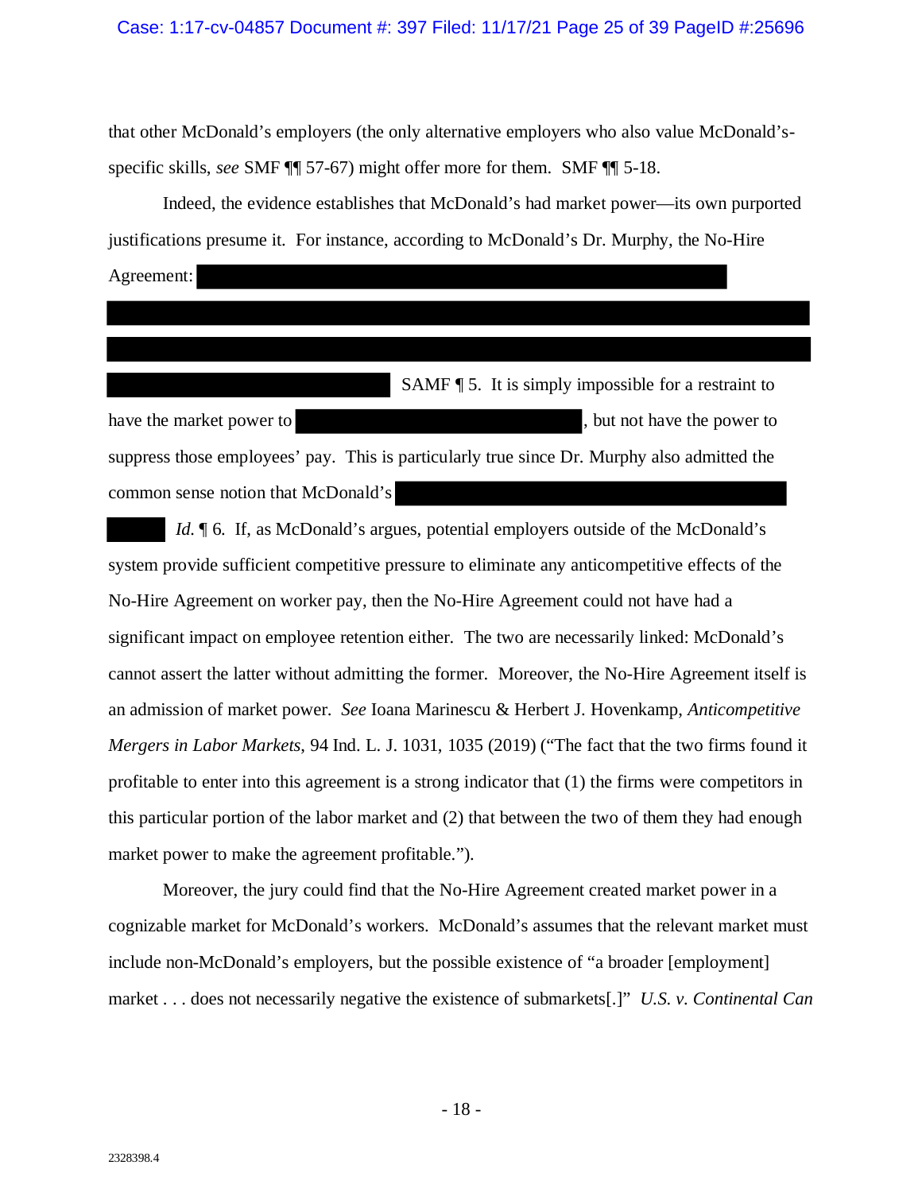that other McDonald's employers (the only alternative employers who also value McDonald's-specific skills, *see* SMF ¶¶ 57-67) might offer more for them. SMF ¶¶ 5-18.

Indeed, the evidence establishes that McDonald's had market power—its own purported justifications presume it. For instance, according to McDonald's Dr. Murphy, the No-Hire Agreement: [REDACTED] SAMF ¶ 5. It is simply impossible for a restraint to have the market power to [REDACTED], but not have the power to suppress those employees' pay. This is particularly true since Dr. Murphy also admitted the common sense notion that McDonald's [REDACTED] *Id.* ¶ 6. If, as McDonald's argues, potential employers outside of the McDonald's system provide sufficient competitive pressure to eliminate any anticompetitive effects of the No-Hire Agreement on worker pay, then the No-Hire Agreement could not have had a significant impact on employee retention either. The two are necessarily linked: McDonald's cannot assert the latter without admitting the former. Moreover, the No-Hire Agreement itself is an admission of market power. *See* Ioana Marinescu & Herbert J. Hovenkamp, *Anticompetitive Mergers in Labor Markets*, 94 Ind. L. J. 1031, 1035 (2019) ("The fact that the two firms found it profitable to enter into this agreement is a strong indicator that (1) the firms were competitors in this particular portion of the labor market and (2) that between the two of them they had enough market power to make the agreement profitable.").

Moreover, the jury could find that the No-Hire Agreement created market power in a cognizable market for McDonald's workers. McDonald's assumes that the relevant market must include non-McDonald's employers, but the possible existence of "a broader [employment] market . . . does not necessarily negative the existence of submarkets[.]" *U.S. v. Continental Can*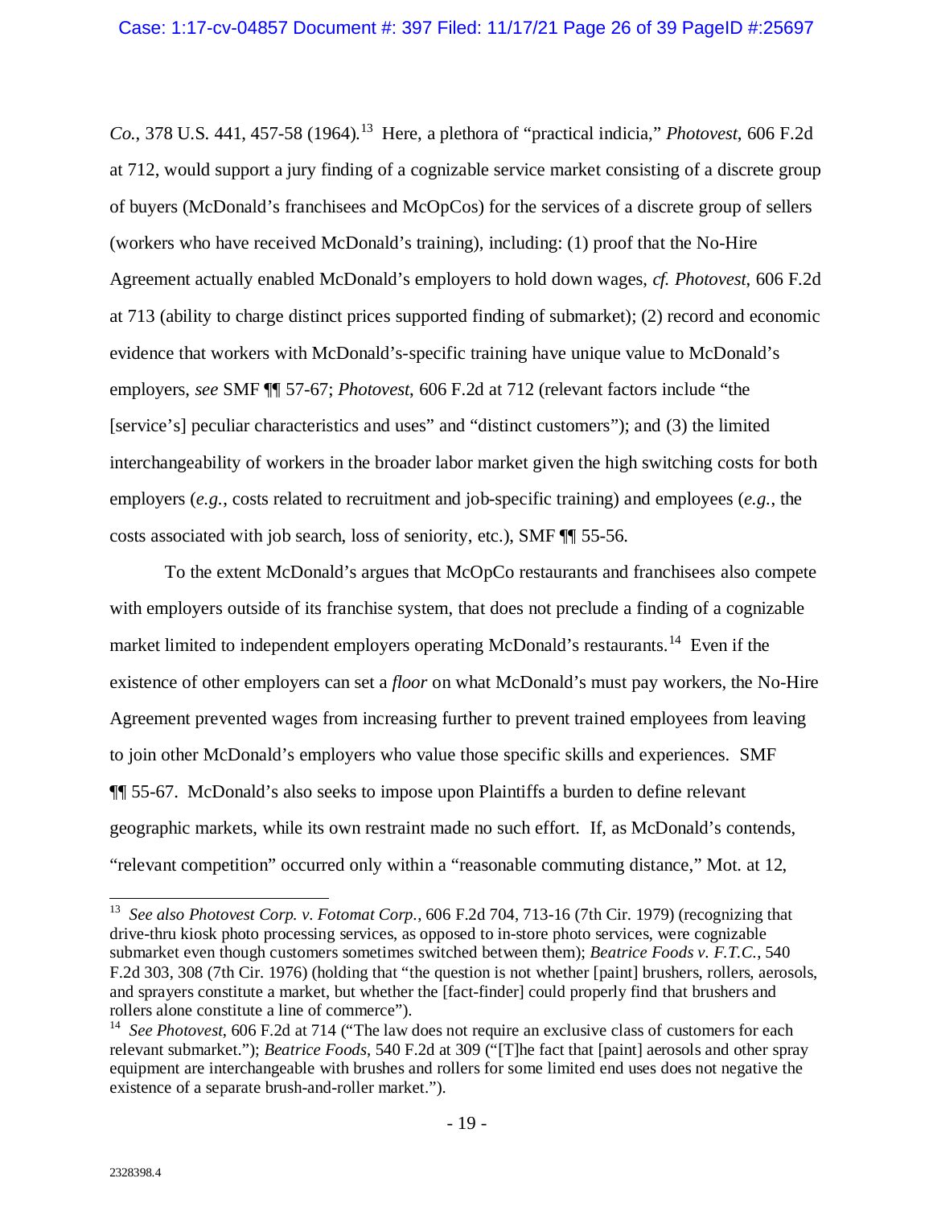*Co.*, 378 U.S. 441, 457-58 (1964).[13] Here, a plethora of "practical indicia," *Photovest*, 606 F.2d at 712, would support a jury finding of a cognizable service market consisting of a discrete group of buyers (McDonald's franchisees and McOpCos) for the services of a discrete group of sellers (workers who have received McDonald's training), including: (1) proof that the No-Hire Agreement actually enabled McDonald's employers to hold down wages, *cf. Photovest*, 606 F.2d at 713 (ability to charge distinct prices supported finding of submarket); (2) record and economic evidence that workers with McDonald's-specific training have unique value to McDonald's employers, *see* SMF ¶¶ 57-67; *Photovest*, 606 F.2d at 712 (relevant factors include "the [service's] peculiar characteristics and uses" and "distinct customers"); and (3) the limited interchangeability of workers in the broader labor market given the high switching costs for both employers (*e.g.*, costs related to recruitment and job-specific training) and employees (*e.g.*, the costs associated with job search, loss of seniority, etc.), SMF ¶¶ 55-56.

To the extent McDonald's argues that McOpCo restaurants and franchisees also compete with employers outside of its franchise system, that does not preclude a finding of a cognizable market limited to independent employers operating McDonald's restaurants.[14] Even if the existence of other employers can set a *floor* on what McDonald's must pay workers, the No-Hire Agreement prevented wages from increasing further to prevent trained employees from leaving to join other McDonald's employers who value those specific skills and experiences. SMF ¶¶ 55-67. McDonald's also seeks to impose upon Plaintiffs a burden to define relevant geographic markets, while its own restraint made no such effort. If, as McDonald's contends, "relevant competition" occurred only within a "reasonable commuting distance," Mot. at 12,

---

[13] *See also Photovest Corp. v. Fotomat Corp.*, 606 F.2d 704, 713-16 (7th Cir. 1979) (recognizing that drive-thru kiosk photo processing services, as opposed to in-store photo services, were cognizable submarket even though customers sometimes switched between them); *Beatrice Foods v. F.T.C.*, 540 F.2d 303, 308 (7th Cir. 1976) (holding that "the question is not whether [paint] brushers, rollers, aerosols, and sprayers constitute a market, but whether the [fact-finder] could properly find that brushers and rollers alone constitute a line of commerce").

[14] *See Photovest*, 606 F.2d at 714 ("The law does not require an exclusive class of customers for each relevant submarket."); *Beatrice Foods*, 540 F.2d at 309 ("[T]he fact that [paint] aerosols and other spray equipment are interchangeable with brushes and rollers for some limited end uses does not negative the existence of a separate brush-and-roller market.").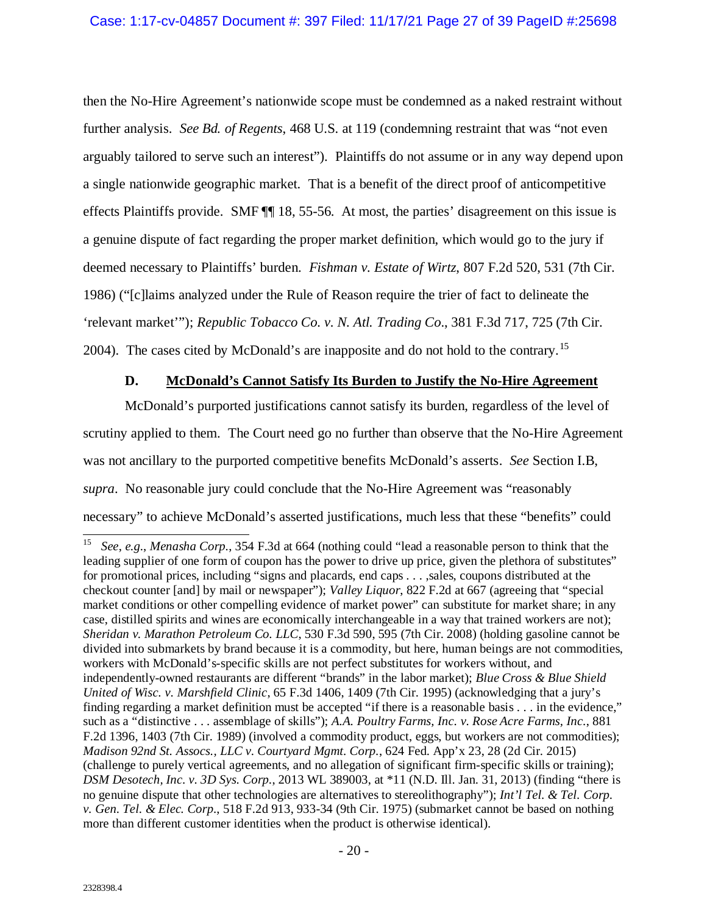then the No-Hire Agreement's nationwide scope must be condemned as a naked restraint without further analysis. *See Bd. of Regents*, 468 U.S. at 119 (condemning restraint that was "not even arguably tailored to serve such an interest"). Plaintiffs do not assume or in any way depend upon a single nationwide geographic market. That is a benefit of the direct proof of anticompetitive effects Plaintiffs provide. SMF ¶¶ 18, 55-56. At most, the parties' disagreement on this issue is a genuine dispute of fact regarding the proper market definition, which would go to the jury if deemed necessary to Plaintiffs' burden. *Fishman v. Estate of Wirtz*, 807 F.2d 520, 531 (7th Cir. 1986) ("[c]laims analyzed under the Rule of Reason require the trier of fact to delineate the 'relevant market'"); *Republic Tobacco Co. v. N. Atl. Trading Co*., 381 F.3d 717, 725 (7th Cir. 2004). The cases cited by McDonald's are inapposite and do not hold to the contrary.[15]

### D. McDonald's Cannot Satisfy Its Burden to Justify the No-Hire Agreement

McDonald's purported justifications cannot satisfy its burden, regardless of the level of scrutiny applied to them. The Court need go no further than observe that the No-Hire Agreement was not ancillary to the purported competitive benefits McDonald's asserts. *See* Section I.B, *supra*. No reasonable jury could conclude that the No-Hire Agreement was "reasonably necessary" to achieve McDonald's asserted justifications, much less that these "benefits" could

---

[15] *See, e.g.*, *Menasha Corp.*, 354 F.3d at 664 (nothing could "lead a reasonable person to think that the leading supplier of one form of coupon has the power to drive up price, given the plethora of substitutes" for promotional prices, including "signs and placards, end caps . . . ,sales, coupons distributed at the checkout counter [and] by mail or newspaper"); *Valley Liquor*, 822 F.2d at 667 (agreeing that "special market conditions or other compelling evidence of market power" can substitute for market share; in any case, distilled spirits and wines are economically interchangeable in a way that trained workers are not); *Sheridan v. Marathon Petroleum Co. LLC*, 530 F.3d 590, 595 (7th Cir. 2008) (holding gasoline cannot be divided into submarkets by brand because it is a commodity, but here, human beings are not commodities, workers with McDonald's-specific skills are not perfect substitutes for workers without, and independently-owned restaurants are different "brands" in the labor market); *Blue Cross & Blue Shield United of Wisc. v. Marshfield Clinic*, 65 F.3d 1406, 1409 (7th Cir. 1995) (acknowledging that a jury's finding regarding a market definition must be accepted "if there is a reasonable basis . . . in the evidence," such as a "distinctive . . . assemblage of skills"); *A.A. Poultry Farms, Inc. v. Rose Acre Farms, Inc.*, 881 F.2d 1396, 1403 (7th Cir. 1989) (involved a commodity product, eggs, but workers are not commodities); *Madison 92nd St. Assocs., LLC v. Courtyard Mgmt. Corp.*, 624 Fed. App'x 23, 28 (2d Cir. 2015) (challenge to purely vertical agreements, and no allegation of significant firm-specific skills or training); *DSM Desotech, Inc. v. 3D Sys. Corp.*, 2013 WL 389003, at *11 (N.D. Ill. Jan. 31, 2013) (finding "there is no genuine dispute that other technologies are alternatives to stereolithography"); *Int'l Tel. & Tel. Corp. v. Gen. Tel. & Elec. Corp.*, 518 F.2d 913, 933-34 (9th Cir. 1975) (submarket cannot be based on nothing more than different customer identities when the product is otherwise identical).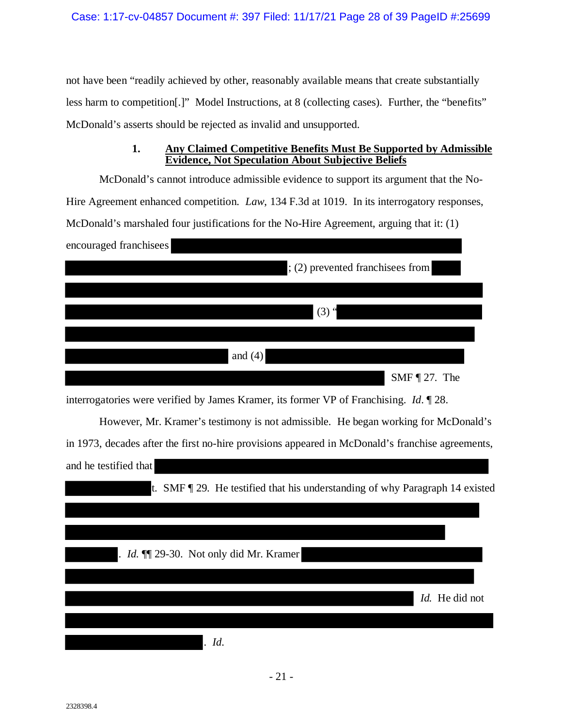not have been "readily achieved by other, reasonably available means that create substantially less harm to competition[.]" Model Instructions, at 8 (collecting cases). Further, the "benefits" McDonald's asserts should be rejected as invalid and unsupported.

### 1. Any Claimed Competitive Benefits Must Be Supported by Admissible Evidence, Not Speculation About Subjective Beliefs

McDonald's cannot introduce admissible evidence to support its argument that the No-Hire Agreement enhanced competition. *Law*, 134 F.3d at 1019. In its interrogatory responses, McDonald's marshaled four justifications for the No-Hire Agreement, arguing that it: (1) encouraged franchisees [REDACTED]; (2) prevented franchisees from [REDACTED] (3) "[REDACTED] and (4) [REDACTED] SMF ¶ 27. The interrogatories were verified by James Kramer, its former VP of Franchising. *Id.* ¶ 28.

However, Mr. Kramer's testimony is not admissible. He began working for McDonald's in 1973, decades after the first no-hire provisions appeared in McDonald's franchise agreements, and he testified that [REDACTED]t. SMF ¶ 29. He testified that his understanding of why Paragraph 14 existed [REDACTED]. *Id.* ¶¶ 29-30. Not only did Mr. Kramer [REDACTED] *Id.* He did not [REDACTED]. *Id.*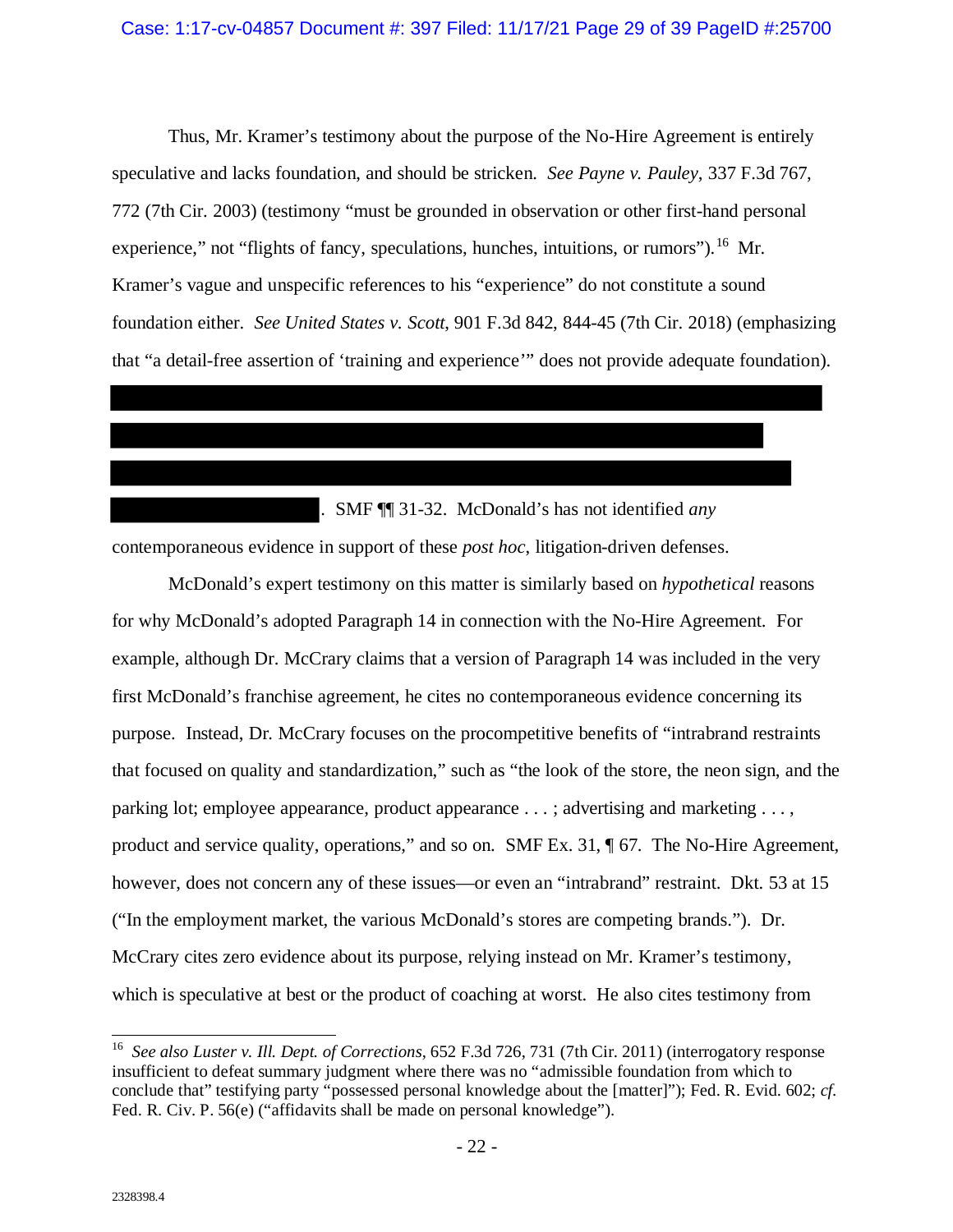Thus, Mr. Kramer's testimony about the purpose of the No-Hire Agreement is entirely speculative and lacks foundation, and should be stricken. *See Payne v. Pauley*, 337 F.3d 767, 772 (7th Cir. 2003) (testimony "must be grounded in observation or other first-hand personal experience," not "flights of fancy, speculations, hunches, intuitions, or rumors").[16] Mr. Kramer's vague and unspecific references to his "experience" do not constitute a sound foundation either. *See United States v. Scott*, 901 F.3d 842, 844-45 (7th Cir. 2018) (emphasizing that "a detail-free assertion of 'training and experience'" does not provide adequate foundation).

[REDACTED]. SMF ¶¶ 31-32. McDonald's has not identified *any* contemporaneous evidence in support of these *post hoc*, litigation-driven defenses.

McDonald's expert testimony on this matter is similarly based on *hypothetical* reasons for why McDonald's adopted Paragraph 14 in connection with the No-Hire Agreement. For example, although Dr. McCrary claims that a version of Paragraph 14 was included in the very first McDonald's franchise agreement, he cites no contemporaneous evidence concerning its purpose. Instead, Dr. McCrary focuses on the procompetitive benefits of "intrabrand restraints that focused on quality and standardization," such as "the look of the store, the neon sign, and the parking lot; employee appearance, product appearance . . . ; advertising and marketing . . . , product and service quality, operations," and so on. SMF Ex. 31, ¶ 67. The No-Hire Agreement, however, does not concern any of these issues—or even an "intrabrand" restraint. Dkt. 53 at 15 ("In the employment market, the various McDonald's stores are competing brands."). Dr. McCrary cites zero evidence about its purpose, relying instead on Mr. Kramer's testimony, which is speculative at best or the product of coaching at worst. He also cites testimony from

[16] *See also Luster v. Ill. Dept. of Corrections*, 652 F.3d 726, 731 (7th Cir. 2011) (interrogatory response insufficient to defeat summary judgment where there was no "admissible foundation from which to conclude that" testifying party "possessed personal knowledge about the [matter]"); Fed. R. Evid. 602; *cf.* Fed. R. Civ. P. 56(e) ("affidavits shall be made on personal knowledge").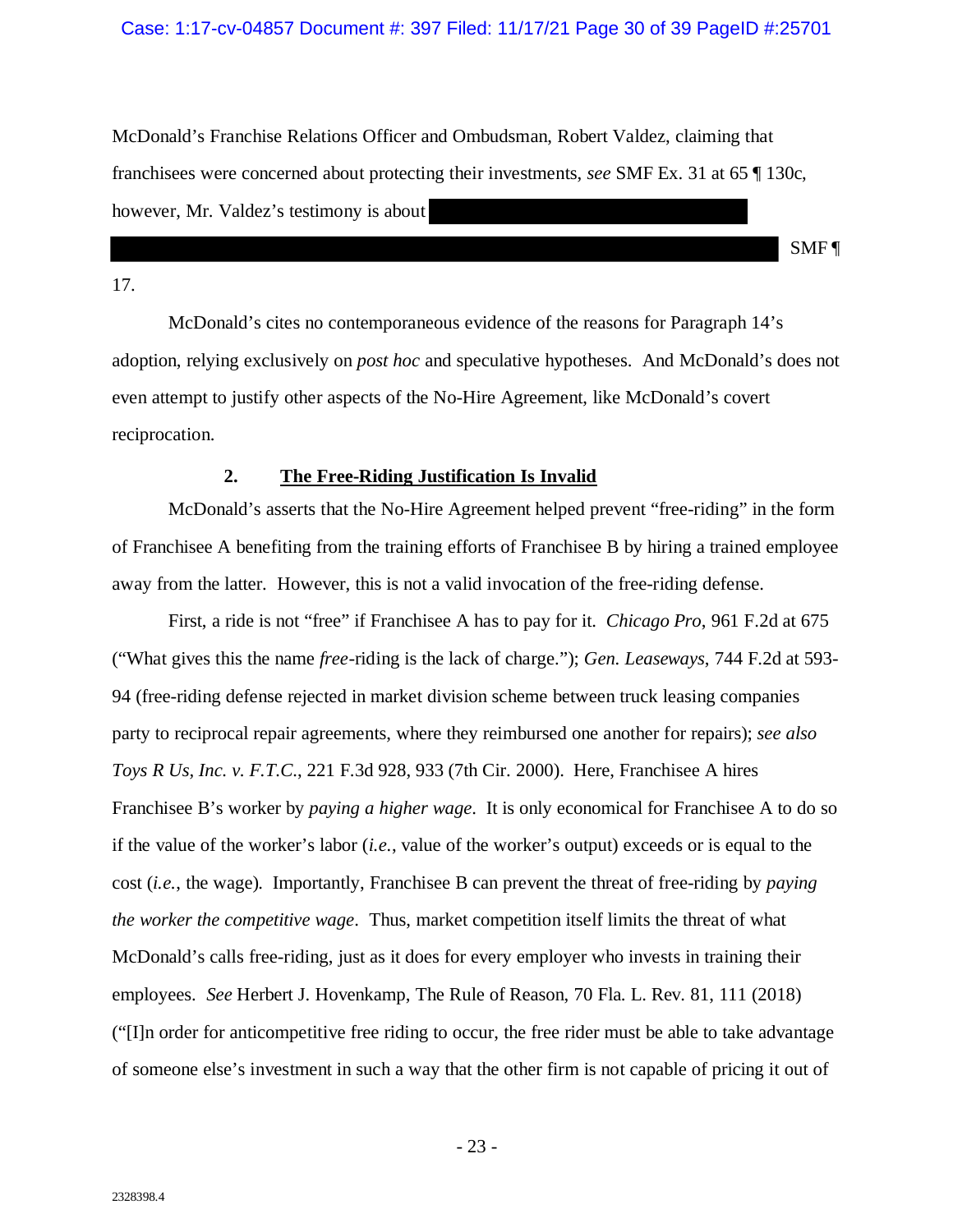McDonald's Franchise Relations Officer and Ombudsman, Robert Valdez, claiming that franchisees were concerned about protecting their investments, *see* SMF Ex. 31 at 65 ¶ 130c, however, Mr. Valdez's testimony is about [REDACTED] SMF ¶ 17.

McDonald's cites no contemporaneous evidence of the reasons for Paragraph 14's adoption, relying exclusively on *post hoc* and speculative hypotheses. And McDonald's does not even attempt to justify other aspects of the No-Hire Agreement, like McDonald's covert reciprocation.

### 2. <u>The Free-Riding Justification Is Invalid</u>

McDonald's asserts that the No-Hire Agreement helped prevent "free-riding" in the form of Franchisee A benefiting from the training efforts of Franchisee B by hiring a trained employee away from the latter. However, this is not a valid invocation of the free-riding defense.

First, a ride is not "free" if Franchisee A has to pay for it. *Chicago Pro*, 961 F.2d at 675 ("What gives this the name *free*-riding is the lack of charge."); *Gen. Leaseways*, 744 F.2d at 593-94 (free-riding defense rejected in market division scheme between truck leasing companies party to reciprocal repair agreements, where they reimbursed one another for repairs); *see also Toys R Us, Inc. v. F.T.C.*, 221 F.3d 928, 933 (7th Cir. 2000). Here, Franchisee A hires Franchisee B's worker by *paying a higher wage*. It is only economical for Franchisee A to do so if the value of the worker's labor (*i.e.*, value of the worker's output) exceeds or is equal to the cost (*i.e.*, the wage). Importantly, Franchisee B can prevent the threat of free-riding by *paying the worker the competitive wage*. Thus, market competition itself limits the threat of what McDonald's calls free-riding, just as it does for every employer who invests in training their employees. *See* Herbert J. Hovenkamp, The Rule of Reason, 70 Fla. L. Rev. 81, 111 (2018) ("[I]n order for anticompetitive free riding to occur, the free rider must be able to take advantage of someone else's investment in such a way that the other firm is not capable of pricing it out of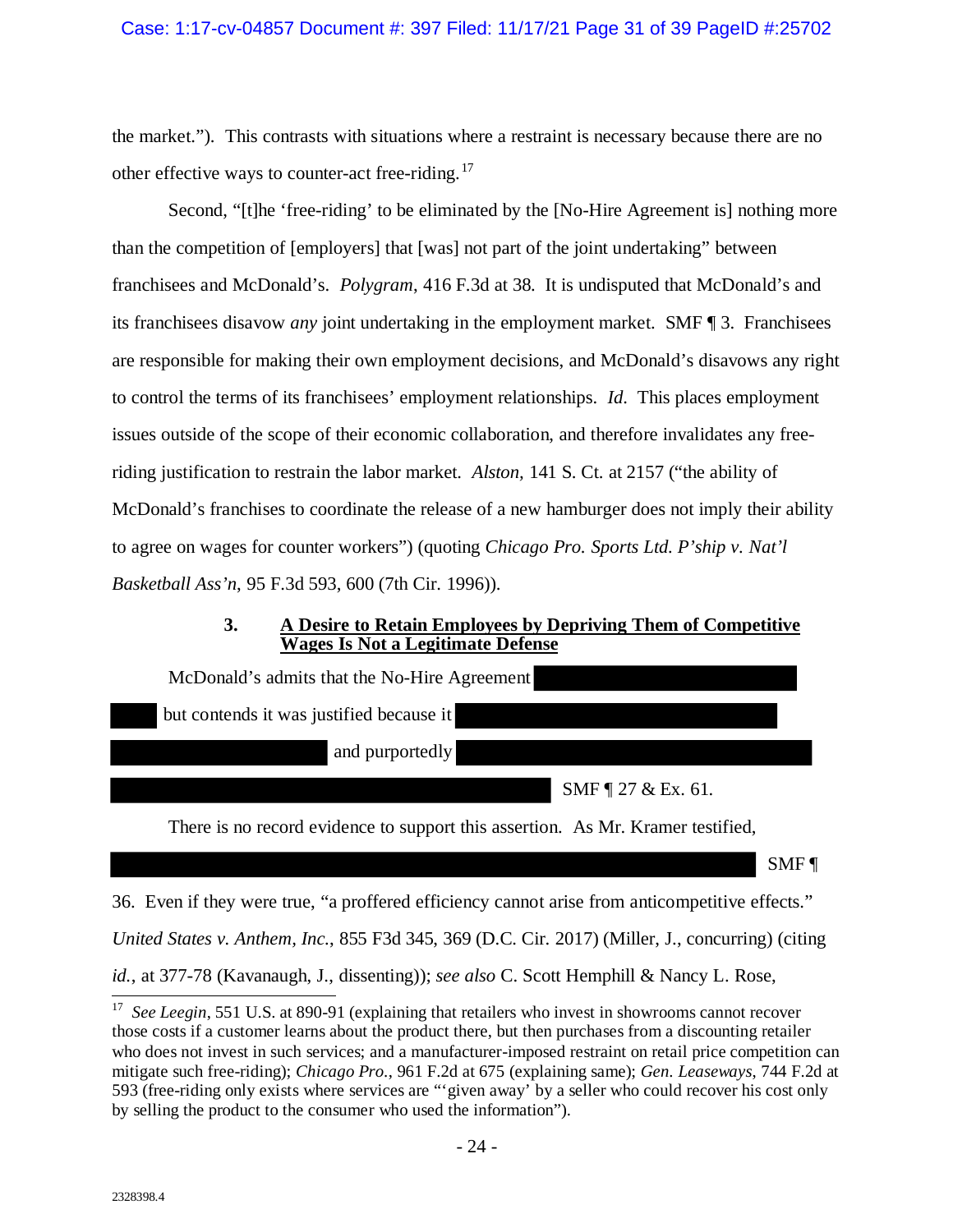the market."). This contrasts with situations where a restraint is necessary because there are no other effective ways to counter-act free-riding.[17]

Second, "[t]he 'free-riding' to be eliminated by the [No-Hire Agreement is] nothing more than the competition of [employers] that [was] not part of the joint undertaking" between franchisees and McDonald's. *Polygram*, 416 F.3d at 38. It is undisputed that McDonald's and its franchisees disavow *any* joint undertaking in the employment market. SMF ¶ 3. Franchisees are responsible for making their own employment decisions, and McDonald's disavows any right to control the terms of its franchisees' employment relationships. *Id.* This places employment issues outside of the scope of their economic collaboration, and therefore invalidates any free-riding justification to restrain the labor market. *Alston*, 141 S. Ct. at 2157 ("the ability of McDonald's franchises to coordinate the release of a new hamburger does not imply their ability to agree on wages for counter workers") (quoting *Chicago Pro. Sports Ltd. P'ship v. Nat'l Basketball Ass'n*, 95 F.3d 593, 600 (7th Cir. 1996)).

### 3. A Desire to Retain Employees by Depriving Them of Competitive Wages Is Not a Legitimate Defense

McDonald's admits that the No-Hire Agreement [REDACTED] but contends it was justified because it [REDACTED] and purportedly [REDACTED] SMF ¶ 27 & Ex. 61.

There is no record evidence to support this assertion. As Mr. Kramer testified, [REDACTED] SMF ¶ 36. Even if they were true, "a proffered efficiency cannot arise from anticompetitive effects." *United States v. Anthem, Inc.*, 855 F3d 345, 369 (D.C. Cir. 2017) (Miller, J., concurring) (citing *id.*, at 377-78 (Kavanaugh, J., dissenting)); *see also* C. Scott Hemphill & Nancy L. Rose,

---

[17] *See Leegin*, 551 U.S. at 890-91 (explaining that retailers who invest in showrooms cannot recover those costs if a customer learns about the product there, but then purchases from a discounting retailer who does not invest in such services; and a manufacturer-imposed restraint on retail price competition can mitigate such free-riding); *Chicago Pro.*, 961 F.2d at 675 (explaining same); *Gen. Leaseways*, 744 F.2d at 593 (free-riding only exists where services are "'given away' by a seller who could recover his cost only by selling the product to the consumer who used the information").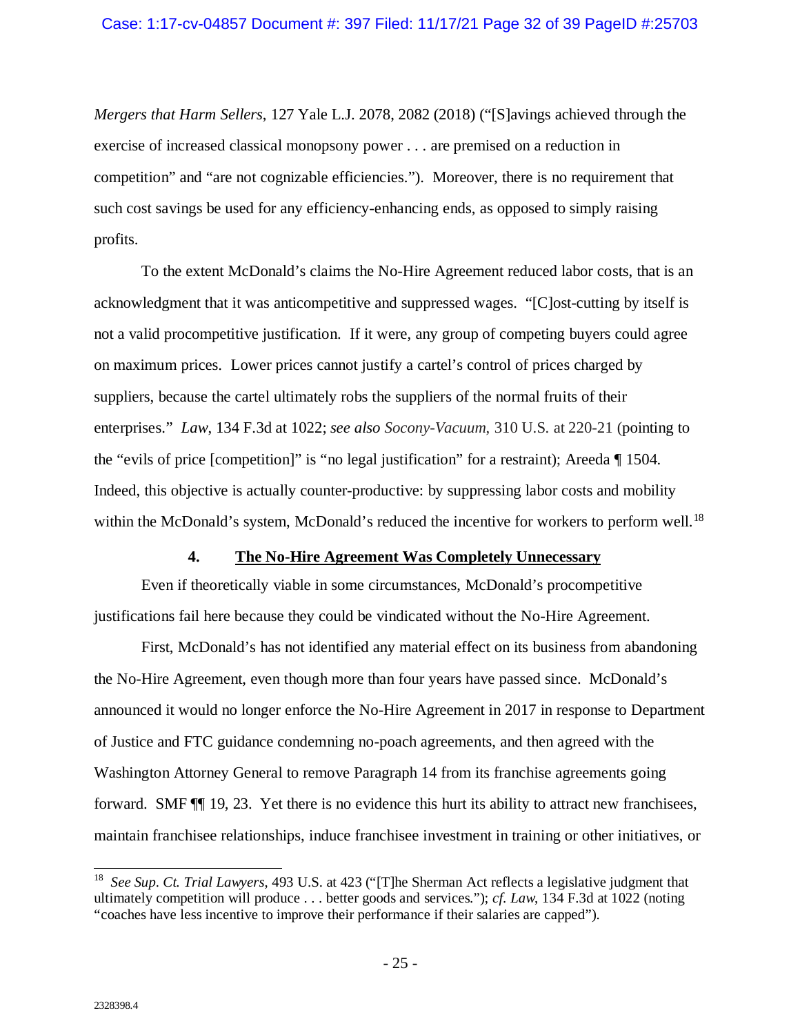*Mergers that Harm Sellers*, 127 Yale L.J. 2078, 2082 (2018) ("[S]avings achieved through the exercise of increased classical monopsony power . . . are premised on a reduction in competition" and "are not cognizable efficiencies."). Moreover, there is no requirement that such cost savings be used for any efficiency-enhancing ends, as opposed to simply raising profits.

To the extent McDonald's claims the No-Hire Agreement reduced labor costs, that is an acknowledgment that it was anticompetitive and suppressed wages. "[C]ost-cutting by itself is not a valid procompetitive justification. If it were, any group of competing buyers could agree on maximum prices. Lower prices cannot justify a cartel's control of prices charged by suppliers, because the cartel ultimately robs the suppliers of the normal fruits of their enterprises." *Law*, 134 F.3d at 1022; *see also Socony-Vacuum*, 310 U.S. at 220-21 (pointing to the "evils of price [competition]" is "no legal justification" for a restraint); Areeda ¶ 1504. Indeed, this objective is actually counter-productive: by suppressing labor costs and mobility within the McDonald's system, McDonald's reduced the incentive for workers to perform well.[18]

#### 4. **The No-Hire Agreement Was Completely Unnecessary**

Even if theoretically viable in some circumstances, McDonald's procompetitive justifications fail here because they could be vindicated without the No-Hire Agreement.

First, McDonald's has not identified any material effect on its business from abandoning the No-Hire Agreement, even though more than four years have passed since. McDonald's announced it would no longer enforce the No-Hire Agreement in 2017 in response to Department of Justice and FTC guidance condemning no-poach agreements, and then agreed with the Washington Attorney General to remove Paragraph 14 from its franchise agreements going forward. SMF ¶¶ 19, 23. Yet there is no evidence this hurt its ability to attract new franchisees, maintain franchisee relationships, induce franchisee investment in training or other initiatives, or

---

[18] *See Sup. Ct. Trial Lawyers*, 493 U.S. at 423 ("[T]he Sherman Act reflects a legislative judgment that ultimately competition will produce . . . better goods and services."); *cf. Law*, 134 F.3d at 1022 (noting "coaches have less incentive to improve their performance if their salaries are capped").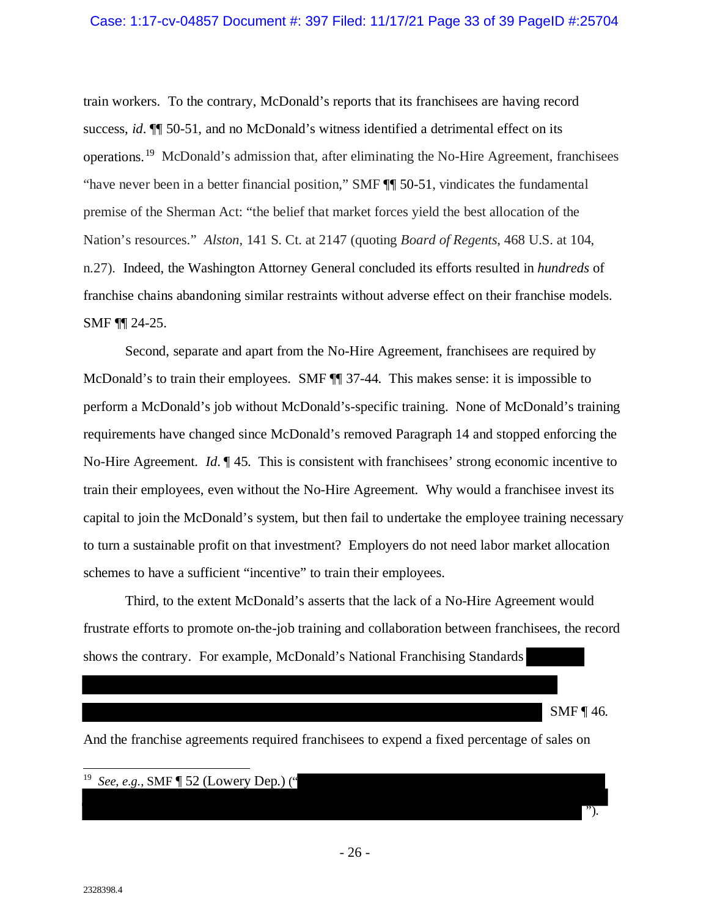train workers. To the contrary, McDonald's reports that its franchisees are having record success, *id*. ¶¶ 50-51, and no McDonald's witness identified a detrimental effect on its operations.[19] McDonald's admission that, after eliminating the No-Hire Agreement, franchisees "have never been in a better financial position," SMF ¶¶ 50-51, vindicates the fundamental premise of the Sherman Act: "the belief that market forces yield the best allocation of the Nation's resources." *Alston*, 141 S. Ct. at 2147 (quoting *Board of Regents*, 468 U.S. at 104, n.27). Indeed, the Washington Attorney General concluded its efforts resulted in *hundreds* of franchise chains abandoning similar restraints without adverse effect on their franchise models. SMF ¶¶ 24-25.

Second, separate and apart from the No-Hire Agreement, franchisees are required by McDonald's to train their employees. SMF ¶¶ 37-44. This makes sense: it is impossible to perform a McDonald's job without McDonald's-specific training. None of McDonald's training requirements have changed since McDonald's removed Paragraph 14 and stopped enforcing the No-Hire Agreement. *Id.* ¶ 45. This is consistent with franchisees' strong economic incentive to train their employees, even without the No-Hire Agreement. Why would a franchisee invest its capital to join the McDonald's system, but then fail to undertake the employee training necessary to turn a sustainable profit on that investment? Employers do not need labor market allocation schemes to have a sufficient "incentive" to train their employees.

Third, to the extent McDonald's asserts that the lack of a No-Hire Agreement would frustrate efforts to promote on-the-job training and collaboration between franchisees, the record shows the contrary. For example, McDonald's National Franchising Standards [REDACTED] SMF ¶ 46. And the franchise agreements required franchisees to expend a fixed percentage of sales on

---

[19] *See, e.g.*, SMF ¶ 52 (Lowery Dep.) ("[REDACTED]").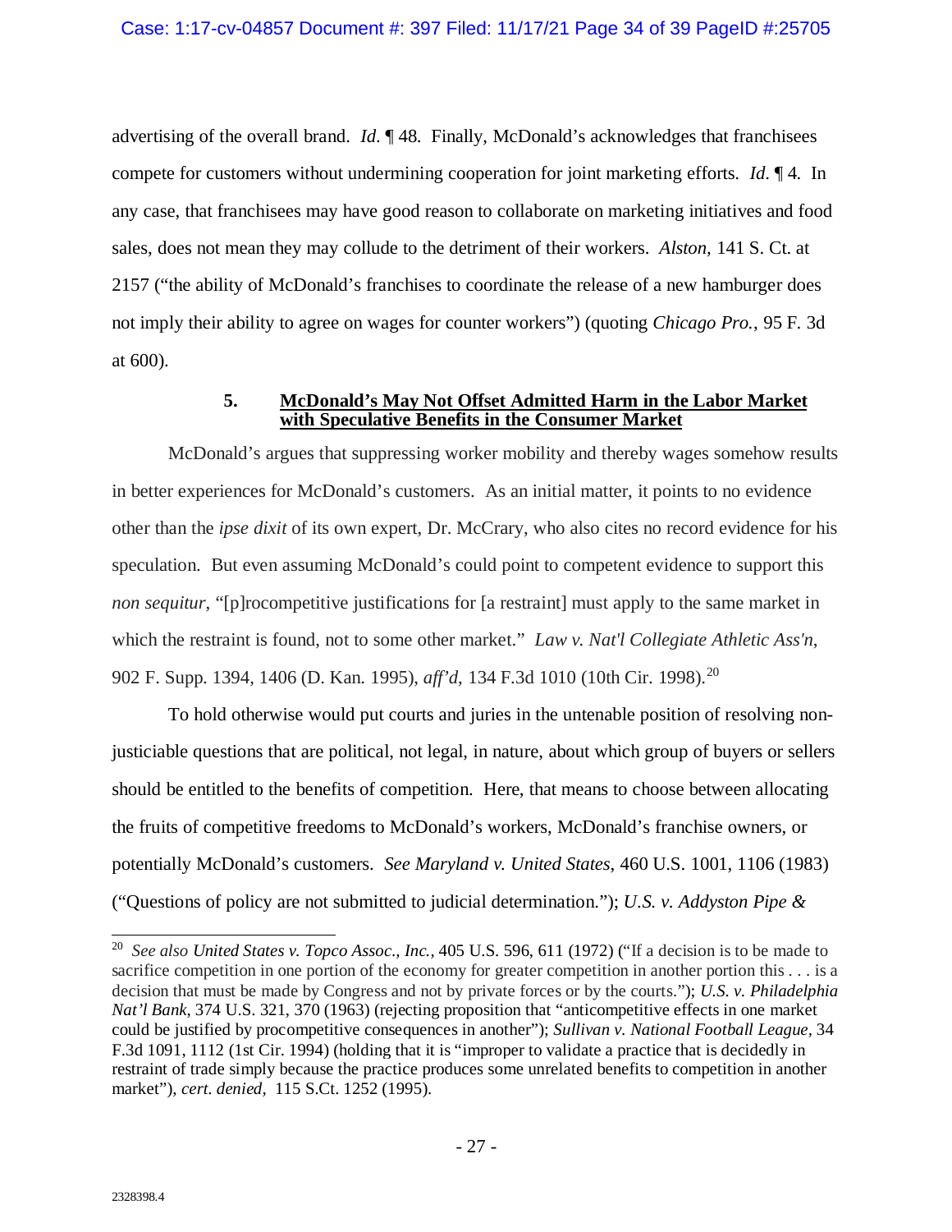advertising of the overall brand. *Id.* ¶ 48. Finally, McDonald's acknowledges that franchisees compete for customers without undermining cooperation for joint marketing efforts. *Id.* ¶ 4. In any case, that franchisees may have good reason to collaborate on marketing initiatives and food sales, does not mean they may collude to the detriment of their workers. *Alston,* 141 S. Ct. at 2157 ("the ability of McDonald's franchises to coordinate the release of a new hamburger does not imply their ability to agree on wages for counter workers") (quoting *Chicago Pro.*, 95 F. 3d at 600).

### 5. McDonald's May Not Offset Admitted Harm in the Labor Market with Speculative Benefits in the Consumer Market

McDonald's argues that suppressing worker mobility and thereby wages somehow results in better experiences for McDonald's customers. As an initial matter, it points to no evidence other than the *ipse dixit* of its own expert, Dr. McCrary, who also cites no record evidence for his speculation. But even assuming McDonald's could point to competent evidence to support this *non sequitur*, "[p]rocompetitive justifications for [a restraint] must apply to the same market in which the restraint is found, not to some other market." *Law v. Nat'l Collegiate Athletic Ass'n*, 902 F. Supp. 1394, 1406 (D. Kan. 1995), *aff'd,* 134 F.3d 1010 (10th Cir. 1998).[20]

To hold otherwise would put courts and juries in the untenable position of resolving non-justiciable questions that are political, not legal, in nature, about which group of buyers or sellers should be entitled to the benefits of competition. Here, that means to choose between allocating the fruits of competitive freedoms to McDonald's workers, McDonald's franchise owners, or potentially McDonald's customers. *See Maryland v. United States*, 460 U.S. 1001, 1106 (1983) ("Questions of policy are not submitted to judicial determination."); *U.S. v. Addyston Pipe &*

---

[20] *See also United States v. Topco Assoc., Inc.,* 405 U.S. 596, 611 (1972) ("If a decision is to be made to sacrifice competition in one portion of the economy for greater competition in another portion this . . . is a decision that must be made by Congress and not by private forces or by the courts."); *U.S. v. Philadelphia Nat'l Bank*, 374 U.S. 321, 370 (1963) (rejecting proposition that "anticompetitive effects in one market could be justified by procompetitive consequences in another"); *Sullivan v. National Football League*, 34 F.3d 1091, 1112 (1st Cir. 1994) (holding that it is "improper to validate a practice that is decidedly in restraint of trade simply because the practice produces some unrelated benefits to competition in another market"), *cert. denied*, 115 S.Ct. 1252 (1995).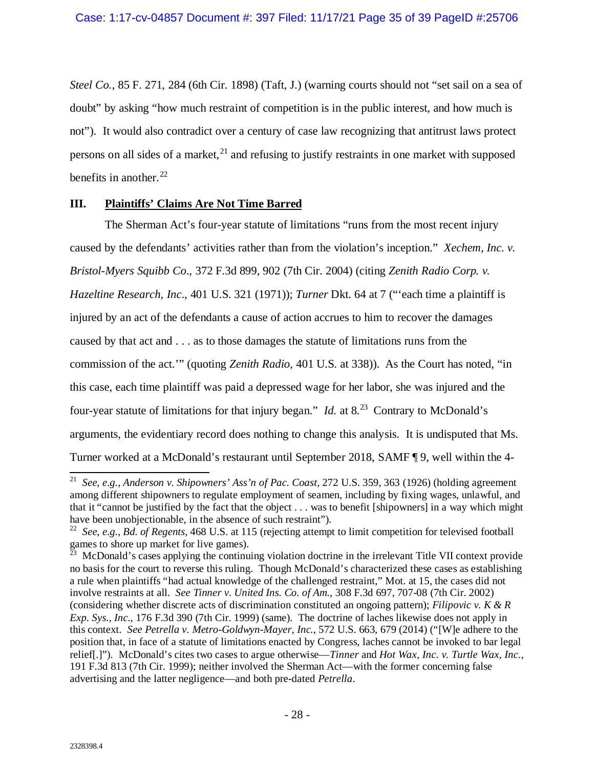*Steel Co.*, 85 F. 271, 284 (6th Cir. 1898) (Taft, J.) (warning courts should not "set sail on a sea of doubt" by asking "how much restraint of competition is in the public interest, and how much is not"). It would also contradict over a century of case law recognizing that antitrust laws protect persons on all sides of a market,[21] and refusing to justify restraints in one market with supposed benefits in another.[22]

## III. Plaintiffs' Claims Are Not Time Barred

The Sherman Act's four-year statute of limitations "runs from the most recent injury caused by the defendants' activities rather than from the violation's inception." *Xechem, Inc. v. Bristol-Myers Squibb Co*., 372 F.3d 899, 902 (7th Cir. 2004) (citing *Zenith Radio Corp. v. Hazeltine Research, Inc*., 401 U.S. 321 (1971)); *Turner* Dkt. 64 at 7 ("'each time a plaintiff is injured by an act of the defendants a cause of action accrues to him to recover the damages caused by that act and . . . as to those damages the statute of limitations runs from the commission of the act.'" (quoting *Zenith Radio*, 401 U.S. at 338)). As the Court has noted, "in this case, each time plaintiff was paid a depressed wage for her labor, she was injured and the four-year statute of limitations for that injury began." *Id.* at 8.[23] Contrary to McDonald's arguments, the evidentiary record does nothing to change this analysis. It is undisputed that Ms. Turner worked at a McDonald's restaurant until September 2018, SAMF ¶ 9, well within the 4-

---

[21] *See, e.g.*, *Anderson v. Shipowners' Ass'n of Pac. Coast*, 272 U.S. 359, 363 (1926) (holding agreement among different shipowners to regulate employment of seamen, including by fixing wages, unlawful, and that it "cannot be justified by the fact that the object . . . was to benefit [shipowners] in a way which might have been unobjectionable, in the absence of such restraint").

[22] *See, e.g.*, *Bd. of Regents*, 468 U.S. at 115 (rejecting attempt to limit competition for televised football games to shore up market for live games).

[23] McDonald's cases applying the continuing violation doctrine in the irrelevant Title VII context provide no basis for the court to reverse this ruling. Though McDonald's characterized these cases as establishing a rule when plaintiffs "had actual knowledge of the challenged restraint," Mot. at 15, the cases did not involve restraints at all. *See Tinner v. United Ins. Co. of Am.*, 308 F.3d 697, 707-08 (7th Cir. 2002) (considering whether discrete acts of discrimination constituted an ongoing pattern); *Filipovic v. K & R Exp. Sys., Inc*., 176 F.3d 390 (7th Cir. 1999) (same). The doctrine of laches likewise does not apply in this context. *See Petrella v. Metro-Goldwyn-Mayer, Inc.*, 572 U.S. 663, 679 (2014) ("[W]e adhere to the position that, in face of a statute of limitations enacted by Congress, laches cannot be invoked to bar legal relief[.]"). McDonald's cites two cases to argue otherwise—*Tinner* and *Hot Wax, Inc. v. Turtle Wax, Inc.*, 191 F.3d 813 (7th Cir. 1999); neither involved the Sherman Act—with the former concerning false advertising and the latter negligence—and both pre-dated *Petrella*.

2328398.4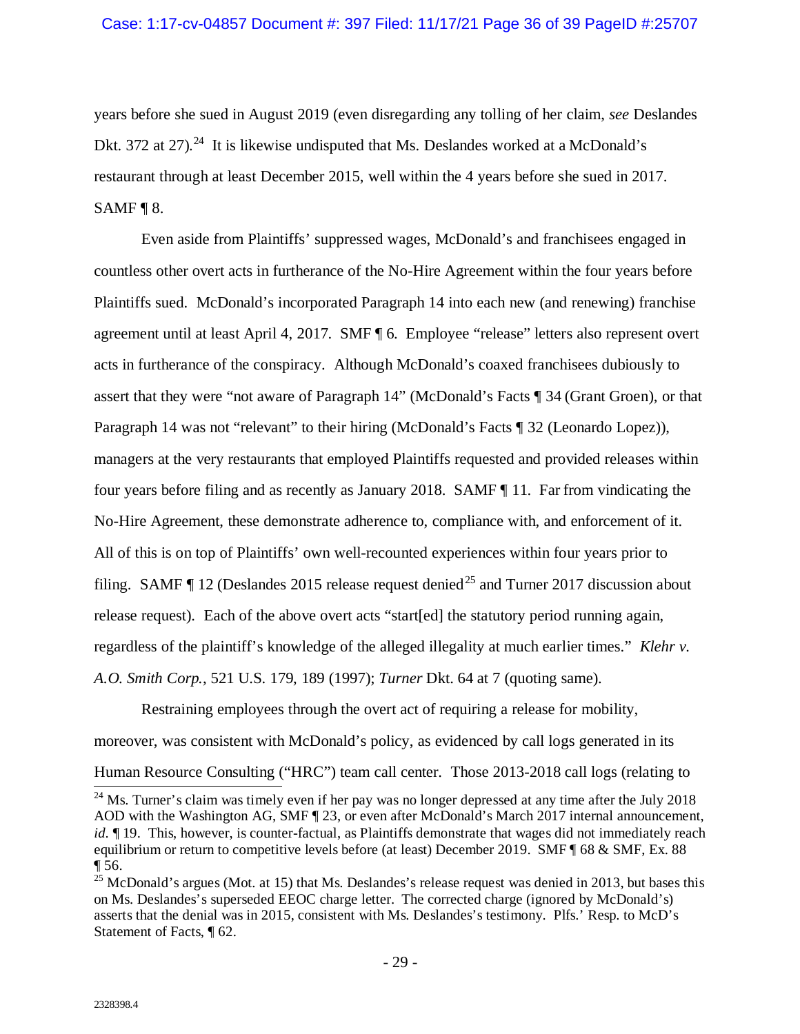years before she sued in August 2019 (even disregarding any tolling of her claim, *see* Deslandes Dkt. 372 at 27).[24] It is likewise undisputed that Ms. Deslandes worked at a McDonald's restaurant through at least December 2015, well within the 4 years before she sued in 2017. SAMF ¶ 8.

Even aside from Plaintiffs' suppressed wages, McDonald's and franchisees engaged in countless other overt acts in furtherance of the No-Hire Agreement within the four years before Plaintiffs sued. McDonald's incorporated Paragraph 14 into each new (and renewing) franchise agreement until at least April 4, 2017. SMF ¶ 6. Employee "release" letters also represent overt acts in furtherance of the conspiracy. Although McDonald's coaxed franchisees dubiously to assert that they were "not aware of Paragraph 14" (McDonald's Facts ¶ 34 (Grant Groen), or that Paragraph 14 was not "relevant" to their hiring (McDonald's Facts ¶ 32 (Leonardo Lopez)), managers at the very restaurants that employed Plaintiffs requested and provided releases within four years before filing and as recently as January 2018. SAMF ¶ 11. Far from vindicating the No-Hire Agreement, these demonstrate adherence to, compliance with, and enforcement of it. All of this is on top of Plaintiffs' own well-recounted experiences within four years prior to filing. SAMF ¶ 12 (Deslandes 2015 release request denied[25] and Turner 2017 discussion about release request). Each of the above overt acts "start[ed] the statutory period running again, regardless of the plaintiff's knowledge of the alleged illegality at much earlier times." *Klehr v. A.O. Smith Corp.*, 521 U.S. 179, 189 (1997); *Turner* Dkt. 64 at 7 (quoting same).

Restraining employees through the overt act of requiring a release for mobility, moreover, was consistent with McDonald's policy, as evidenced by call logs generated in its Human Resource Consulting ("HRC") team call center. Those 2013-2018 call logs (relating to

---

[24] Ms. Turner's claim was timely even if her pay was no longer depressed at any time after the July 2018 AOD with the Washington AG, SMF ¶ 23, or even after McDonald's March 2017 internal announcement, *id.* ¶ 19. This, however, is counter-factual, as Plaintiffs demonstrate that wages did not immediately reach equilibrium or return to competitive levels before (at least) December 2019. SMF ¶ 68 & SMF, Ex. 88 ¶ 56.

[25] McDonald's argues (Mot. at 15) that Ms. Deslandes's release request was denied in 2013, but bases this on Ms. Deslandes's superseded EEOC charge letter. The corrected charge (ignored by McDonald's) asserts that the denial was in 2015, consistent with Ms. Deslandes's testimony. Plfs.' Resp. to McD's Statement of Facts, ¶ 62.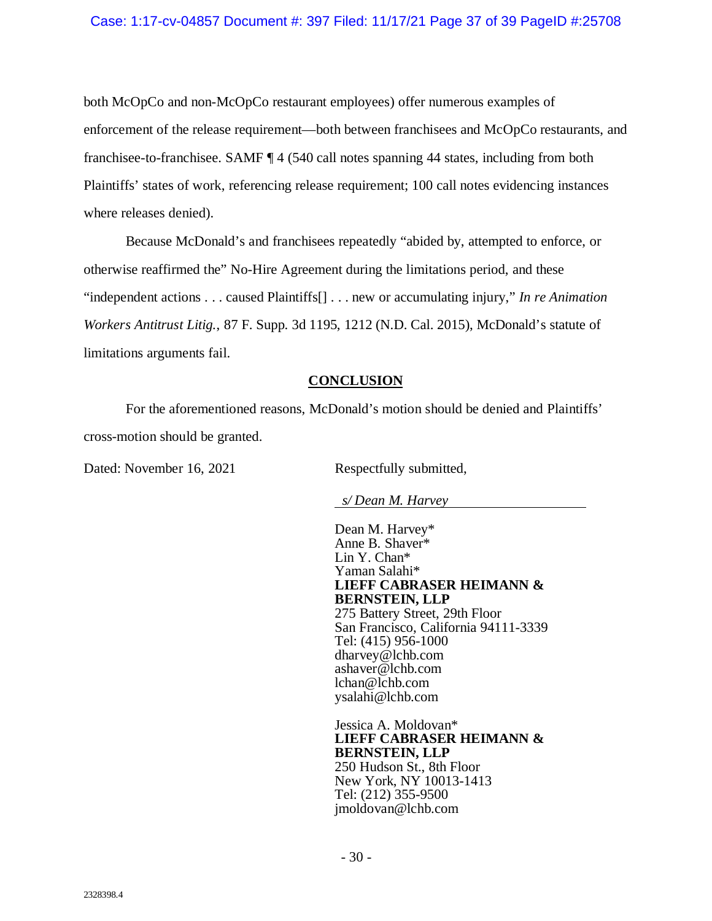both McOpCo and non-McOpCo restaurant employees) offer numerous examples of enforcement of the release requirement—both between franchisees and McOpCo restaurants, and franchisee-to-franchisee. SAMF ¶ 4 (540 call notes spanning 44 states, including from both Plaintiffs' states of work, referencing release requirement; 100 call notes evidencing instances where releases denied).

Because McDonald's and franchisees repeatedly "abided by, attempted to enforce, or otherwise reaffirmed the" No-Hire Agreement during the limitations period, and these "independent actions . . . caused Plaintiffs[] . . . new or accumulating injury," *In re Animation Workers Antitrust Litig.*, 87 F. Supp. 3d 1195, 1212 (N.D. Cal. 2015), McDonald's statute of limitations arguments fail.

## CONCLUSION

For the aforementioned reasons, McDonald's motion should be denied and Plaintiffs' cross-motion should be granted.

Dated: November 16, 2021

Respectfully submitted,

*s/ Dean M. Harvey*

Dean M. Harvey*
Anne B. Shaver*
Lin Y. Chan*
Yaman Salahi*
**LIEFF CABRASER HEIMANN & BERNSTEIN, LLP**
275 Battery Street, 29th Floor
San Francisco, California 94111-3339
Tel: (415) 956-1000
dharvey@lchb.com
ashaver@lchb.com
lchan@lchb.com
ysalahi@lchb.com

Jessica A. Moldovan*
**LIEFF CABRASER HEIMANN & BERNSTEIN, LLP**
250 Hudson St., 8th Floor
New York, NY 10013-1413
Tel: (212) 355-9500
jmoldovan@lchb.com

2328398.4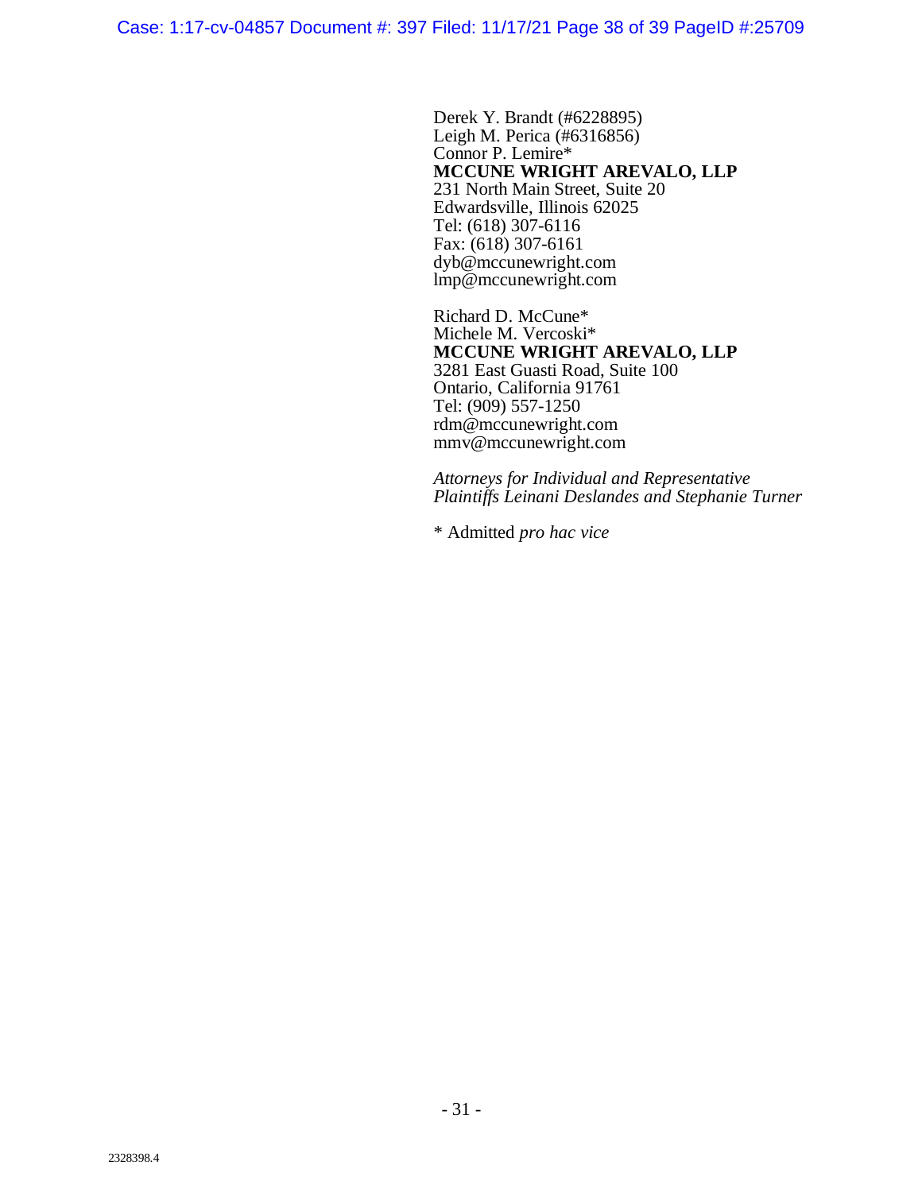Derek Y. Brandt (#6228895)
Leigh M. Perica (#6316856)
Connor P. Lemire*
**MCCUNE WRIGHT AREVALO, LLP**
231 North Main Street, Suite 20
Edwardsville, Illinois 62025
Tel: (618) 307-6116
Fax: (618) 307-6161
dyb@mccunewright.com
lmp@mccunewright.com

Richard D. McCune*
Michele M. Vercoski*
**MCCUNE WRIGHT AREVALO, LLP**
3281 East Guasti Road, Suite 100
Ontario, California 91761
Tel: (909) 557-1250
rdm@mccunewright.com
mmv@mccunewright.com

*Attorneys for Individual and Representative Plaintiffs Leinani Deslandes and Stephanie Turner*

* Admitted *pro hac vice*

2328398.4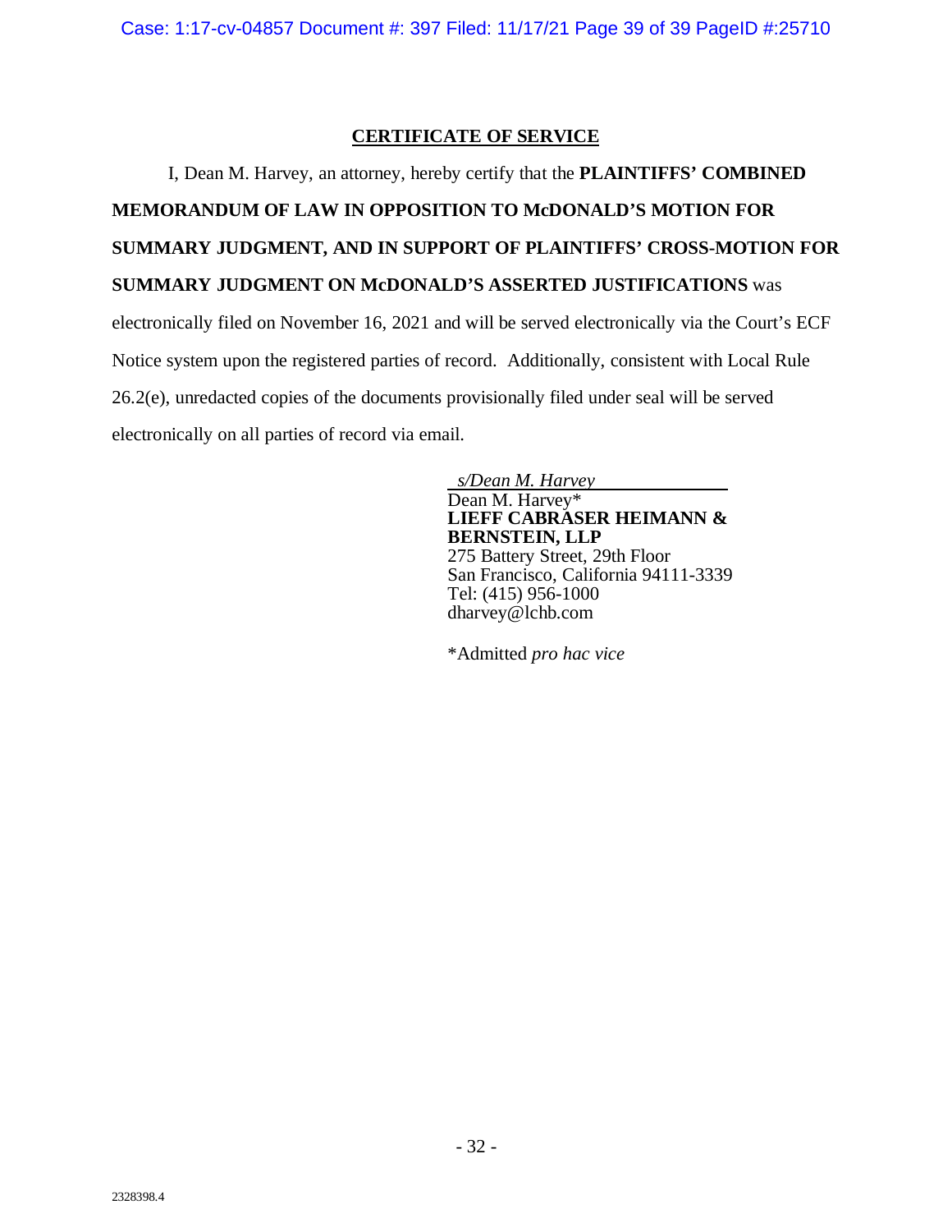## CERTIFICATE OF SERVICE

I, Dean M. Harvey, an attorney, hereby certify that the **PLAINTIFFS' COMBINED MEMORANDUM OF LAW IN OPPOSITION TO McDONALD'S MOTION FOR SUMMARY JUDGMENT, AND IN SUPPORT OF PLAINTIFFS' CROSS-MOTION FOR SUMMARY JUDGMENT ON McDONALD'S ASSERTED JUSTIFICATIONS** was electronically filed on November 16, 2021 and will be served electronically via the Court's ECF Notice system upon the registered parties of record. Additionally, consistent with Local Rule 26.2(e), unredacted copies of the documents provisionally filed under seal will be served electronically on all parties of record via email.

*s/Dean M. Harvey*
Dean M. Harvey*
**LIEFF CABRASER HEIMANN & BERNSTEIN, LLP**
275 Battery Street, 29th Floor
San Francisco, California 94111-3339
Tel: (415) 956-1000
dharvey@lchb.com

*Admitted *pro hac vice*

2328398.4